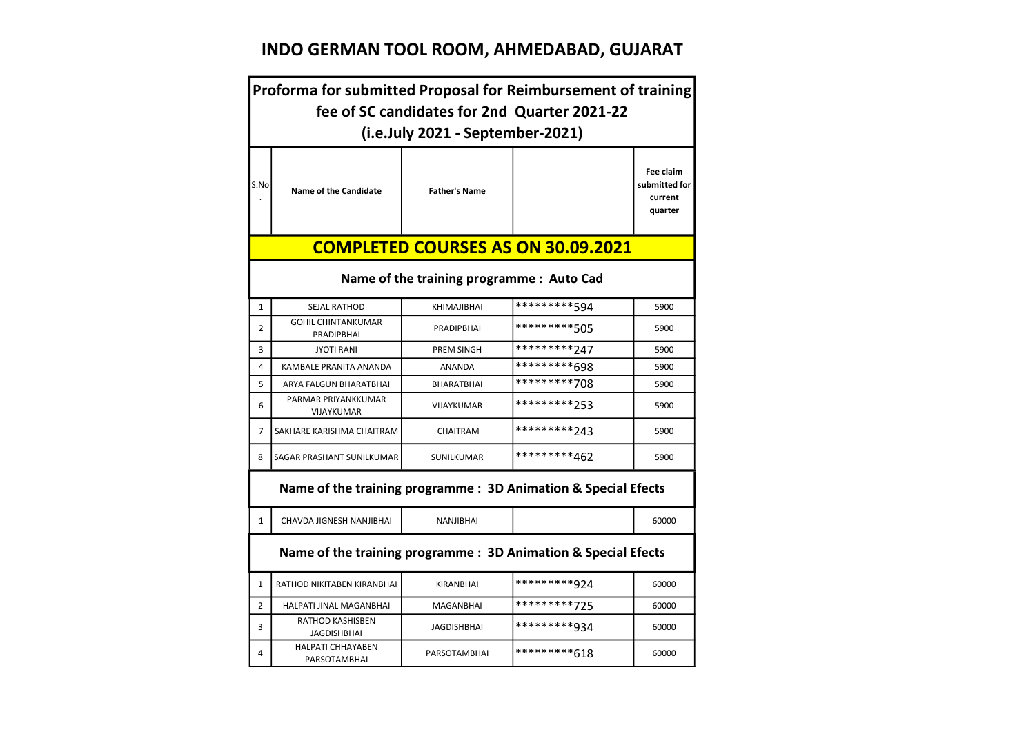# INDO GERMAN TOOL ROOM, AHMEDABAD, GUJARAT

## Proforma for submitted Proposal for Reimbursement of training fee of SC candidates for 2nd Quarter 2021-22 (i.e.July 2021 - September-2021)

| S.No. | Name of the Candidate | Father's Name | | Fee claim submitted for current quarter |
|---|---|---|---|---|
| **COMPLETED COURSES AS ON 30.09.2021** | | | | |
| **Name of the training programme : Auto Cad** | | | | |
| 1 | SEJAL RATHOD | KHIMAJIBHAI | *********594 | 5900 |
| 2 | GOHIL CHINTANKUMAR PRADIPBHAI | PRADIPBHAI | *********505 | 5900 |
| 3 | JYOTI RANI | PREM SINGH | *********247 | 5900 |
| 4 | KAMBALE PRANITA ANANDA | ANANDA | *********698 | 5900 |
| 5 | ARYA FALGUN BHARATBHAI | BHARATBHAI | *********708 | 5900 |
| 6 | PARMAR PRIYANKKUMAR VIJAYKUMAR | VIJAYKUMAR | *********253 | 5900 |
| 7 | SAKHARE KARISHMA CHAITRAM | CHAITRAM | *********243 | 5900 |
| 8 | SAGAR PRASHANT SUNILKUMAR | SUNILKUMAR | *********462 | 5900 |
| **Name of the training programme : 3D Animation & Special Efects** | | | | |
| 1 | CHAVDA JIGNESH NANJIBHAI | NANJIBHAI | | 60000 |
| **Name of the training programme : 3D Animation & Special Efects** | | | | |
| 1 | RATHOD NIKITABEN KIRANBHAI | KIRANBHAI | *********924 | 60000 |
| 2 | HALPATI JINAL MAGANBHAI | MAGANBHAI | *********725 | 60000 |
| 3 | RATHOD KASHISBEN JAGDISHBHAI | JAGDISHBHAI | *********934 | 60000 |
| 4 | HALPATI CHHAYABEN PARSOTAMBHAI | PARSOTAMBHAI | *********618 | 60000 |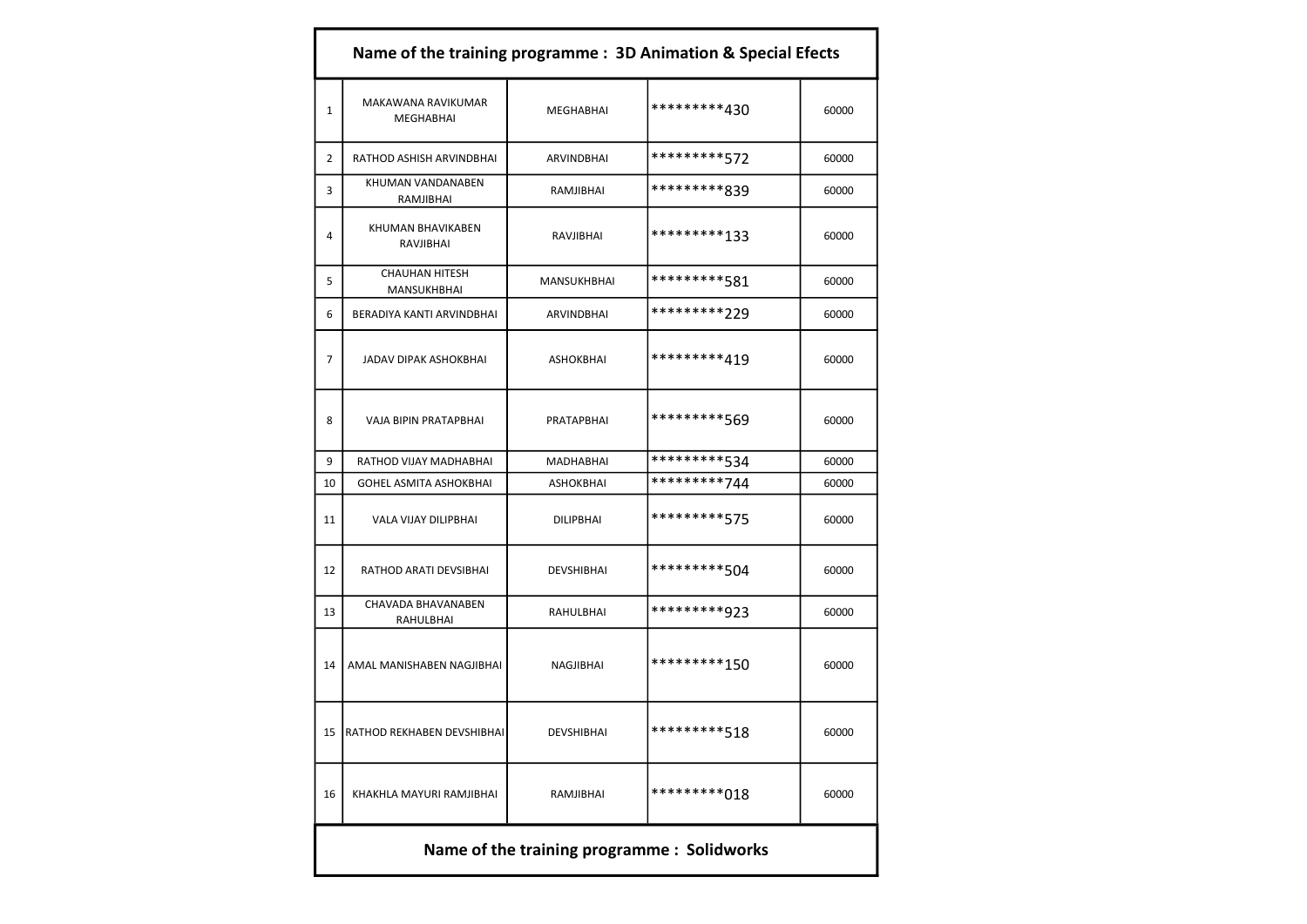## Name of the training programme : 3D Animation & Special Efects

| | | | | |
|---|---|---|---|---|
| 1 | MAKAWANA RAVIKUMAR MEGHABHAI | MEGHABHAI | *********430 | 60000 |
| 2 | RATHOD ASHISH ARVINDBHAI | ARVINDBHAI | *********572 | 60000 |
| 3 | KHUMAN VANDANABEN RAMJIBHAI | RAMJIBHAI | *********839 | 60000 |
| 4 | KHUMAN BHAVIKABEN RAVJIBHAI | RAVJIBHAI | *********133 | 60000 |
| 5 | CHAUHAN HITESH MANSUKHBHAI | MANSUKHBHAI | *********581 | 60000 |
| 6 | BERADIYA KANTI ARVINDBHAI | ARVINDBHAI | *********229 | 60000 |
| 7 | JADAV DIPAK ASHOKBHAI | ASHOKBHAI | *********419 | 60000 |
| 8 | VAJA BIPIN PRATAPBHAI | PRATAPBHAI | *********569 | 60000 |
| 9 | RATHOD VIJAY MADHABHAI | MADHABHAI | *********534 | 60000 |
| 10 | GOHEL ASMITA ASHOKBHAI | ASHOKBHAI | *********744 | 60000 |
| 11 | VALA VIJAY DILIPBHAI | DILIPBHAI | *********575 | 60000 |
| 12 | RATHOD ARATI DEVSIBHAI | DEVSHIBHAI | *********504 | 60000 |
| 13 | CHAVADA BHAVANABEN RAHULBHAI | RAHULBHAI | *********923 | 60000 |
| 14 | AMAL MANISHABEN NAGJIBHAI | NAGJIBHAI | *********150 | 60000 |
| 15 | RATHOD REKHABEN DEVSHIBHAI | DEVSHIBHAI | *********518 | 60000 |
| 16 | KHAKHLA MAYURI RAMJIBHAI | RAMJIBHAI | *********018 | 60000 |

## Name of the training programme : Solidworks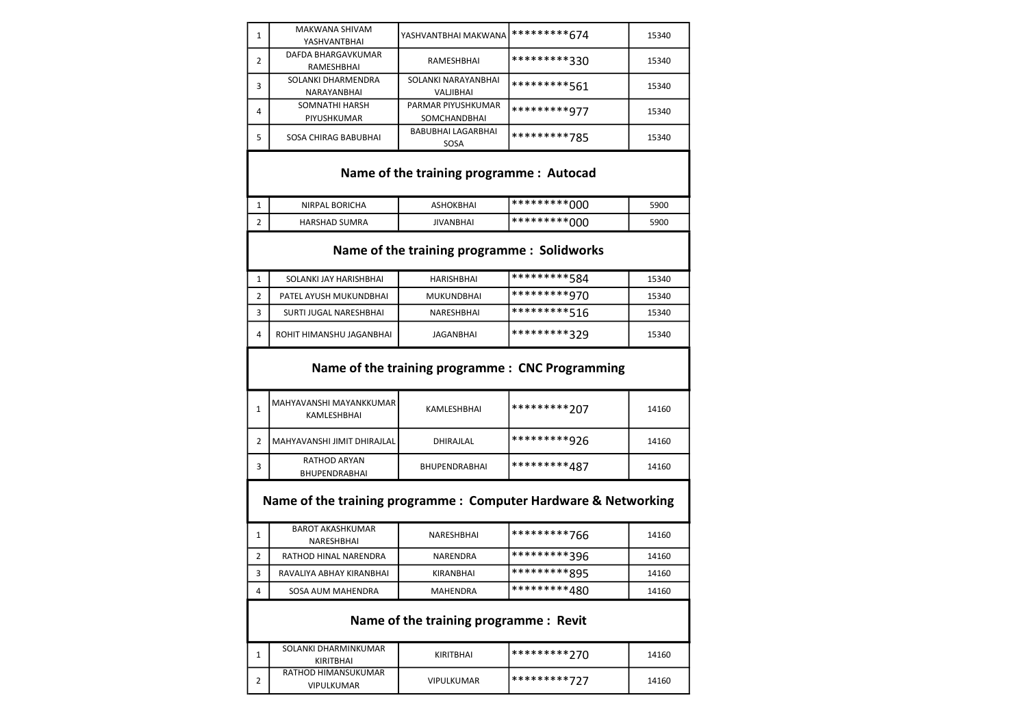| | | | | |
|---|---|---|---|---|
| 1 | MAKWANA SHIVAM YASHVANTBHAI | YASHVANTBHAI MAKWANA | *********674 | 15340 |
| 2 | DAFDA BHARGAVKUMAR RAMESHBHAI | RAMESHBHAI | *********330 | 15340 |
| 3 | SOLANKI DHARMENDRA NARAYANBHAI | SOLANKI NARAYANBHAI VALJIBHAI | *********561 | 15340 |
| 4 | SOMNATHI HARSH PIYUSHKUMAR | PARMAR PIYUSHKUMAR SOMCHANDBHAI | *********977 | 15340 |
| 5 | SOSA CHIRAG BABUBHAI | BABUBHAI LAGARBHAI SOSA | *********785 | 15340 |

## Name of the training programme : Autocad

| | | | | |
|---|---|---|---|---|
| 1 | NIRPAL BORICHA | ASHOKBHAI | *********000 | 5900 |
| 2 | HARSHAD SUMRA | JIVANBHAI | *********000 | 5900 |

## Name of the training programme : Solidworks

| | | | | |
|---|---|---|---|---|
| 1 | SOLANKI JAY HARISHBHAI | HARISHBHAI | *********584 | 15340 |
| 2 | PATEL AYUSH MUKUNDBHAI | MUKUNDBHAI | *********970 | 15340 |
| 3 | SURTI JUGAL NARESHBHAI | NARESHBHAI | *********516 | 15340 |
| 4 | ROHIT HIMANSHU JAGANBHAI | JAGANBHAI | *********329 | 15340 |

## Name of the training programme : CNC Programming

| | | | | |
|---|---|---|---|---|
| 1 | MAHYAVANSHI MAYANKKUMAR KAMLESHBHAI | KAMLESHBHAI | *********207 | 14160 |
| 2 | MAHYAVANSHI JIMIT DHIRAJLAL | DHIRAJLAL | *********926 | 14160 |
| 3 | RATHOD ARYAN BHUPENDRABHAI | BHUPENDRABHAI | *********487 | 14160 |

## Name of the training programme : Computer Hardware & Networking

| | | | | |
|---|---|---|---|---|
| 1 | BAROT AKASHKUMAR NARESHBHAI | NARESHBHAI | *********766 | 14160 |
| 2 | RATHOD HINAL NARENDRA | NARENDRA | *********396 | 14160 |
| 3 | RAVALIYA ABHAY KIRANBHAI | KIRANBHAI | *********895 | 14160 |
| 4 | SOSA AUM MAHENDRA | MAHENDRA | *********480 | 14160 |

## Name of the training programme : Revit

| | | | | |
|---|---|---|---|---|
| 1 | SOLANKI DHARMINKUMAR KIRITBHAI | KIRITBHAI | *********270 | 14160 |
| 2 | RATHOD HIMANSUKUMAR VIPULKUMAR | VIPULKUMAR | *********727 | 14160 |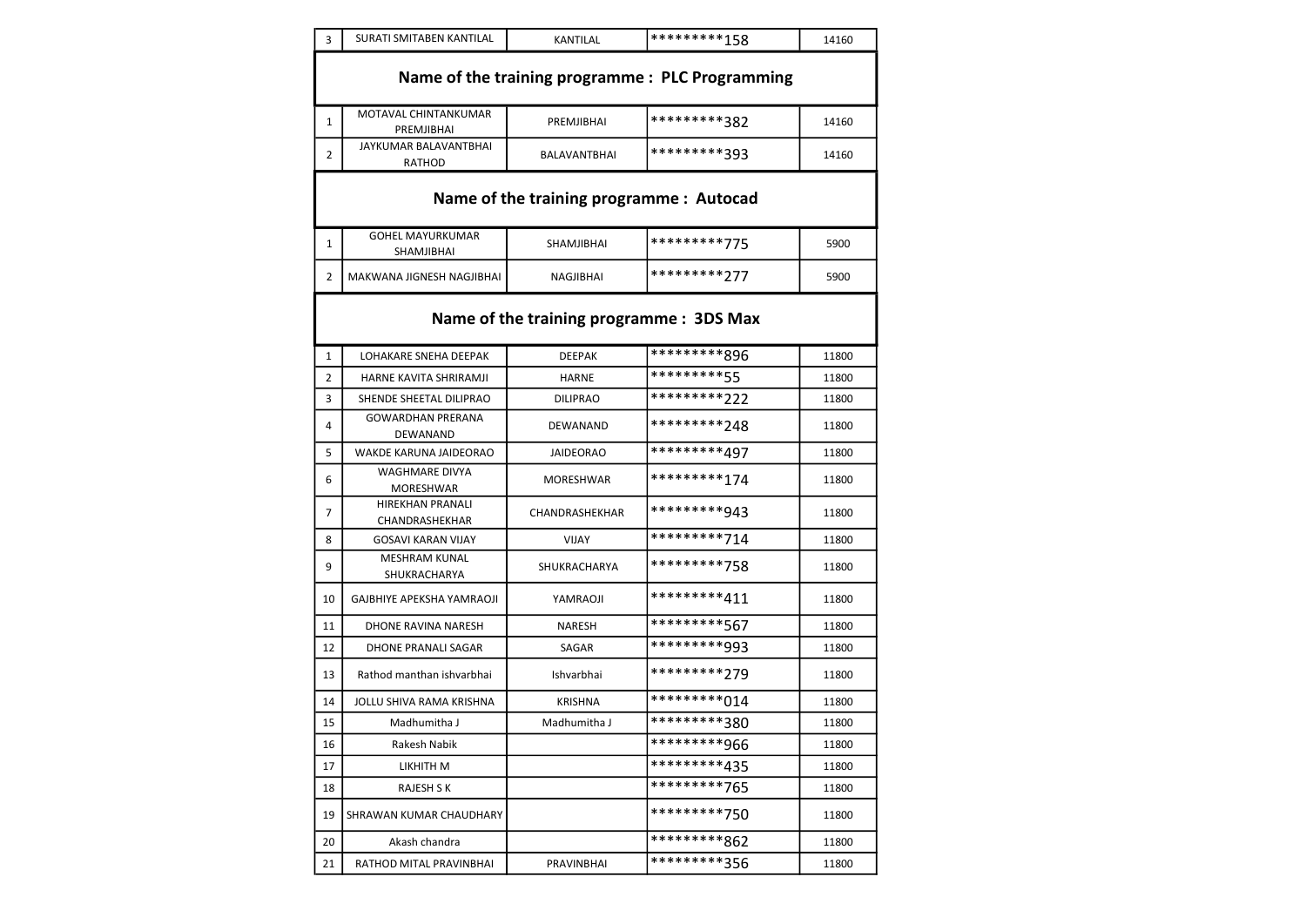| 3 | SURATI SMITABEN KANTILAL | KANTILAL | *********158 | 14160 |
|---|---|---|---|---|

## Name of the training programme : PLC Programming

| 1 | MOTAVAL CHINTANKUMAR PREMJIBHAI | PREMJIBHAI | *********382 | 14160 |
|---|---|---|---|---|
| 2 | JAYKUMAR BALAVANTBHAI RATHOD | BALAVANTBHAI | *********393 | 14160 |

## Name of the training programme : Autocad

| 1 | GOHEL MAYURKUMAR SHAMJIBHAI | SHAMJIBHAI | *********775 | 5900 |
|---|---|---|---|---|
| 2 | MAKWANA JIGNESH NAGJIBHAI | NAGJIBHAI | *********277 | 5900 |

## Name of the training programme : 3DS Max

| 1 | LOHAKARE SNEHA DEEPAK | DEEPAK | *********896 | 11800 |
|---|---|---|---|---|
| 2 | HARNE KAVITA SHRIRAMJI | HARNE | *********55 | 11800 |
| 3 | SHENDE SHEETAL DILIPRAO | DILIPRAO | *********222 | 11800 |
| 4 | GOWARDHAN PRERANA DEWANAND | DEWANAND | *********248 | 11800 |
| 5 | WAKDE KARUNA JAIDEORAO | JAIDEORAO | *********497 | 11800 |
| 6 | WAGHMARE DIVYA MORESHWAR | MORESHWAR | *********174 | 11800 |
| 7 | HIREKHAN PRANALI CHANDRASHEKHAR | CHANDRASHEKHAR | *********943 | 11800 |
| 8 | GOSAVI KARAN VIJAY | VIJAY | *********714 | 11800 |
| 9 | MESHRAM KUNAL SHUKRACHARYA | SHUKRACHARYA | *********758 | 11800 |
| 10 | GAJBHIYE APEKSHA YAMRAOJI | YAMRAOJI | *********411 | 11800 |
| 11 | DHONE RAVINA NARESH | NARESH | *********567 | 11800 |
| 12 | DHONE PRANALI SAGAR | SAGAR | *********993 | 11800 |
| 13 | Rathod manthan ishvarbhai | Ishvarbhai | *********279 | 11800 |
| 14 | JOLLU SHIVA RAMA KRISHNA | KRISHNA | *********014 | 11800 |
| 15 | Madhumitha J | Madhumitha J | *********380 | 11800 |
| 16 | Rakesh Nabik | | *********966 | 11800 |
| 17 | LIKHITH M | | *********435 | 11800 |
| 18 | RAJESH S K | | *********765 | 11800 |
| 19 | SHRAWAN KUMAR CHAUDHARY | | *********750 | 11800 |
| 20 | Akash chandra | | *********862 | 11800 |
| 21 | RATHOD MITAL PRAVINBHAI | PRAVINBHAI | *********356 | 11800 |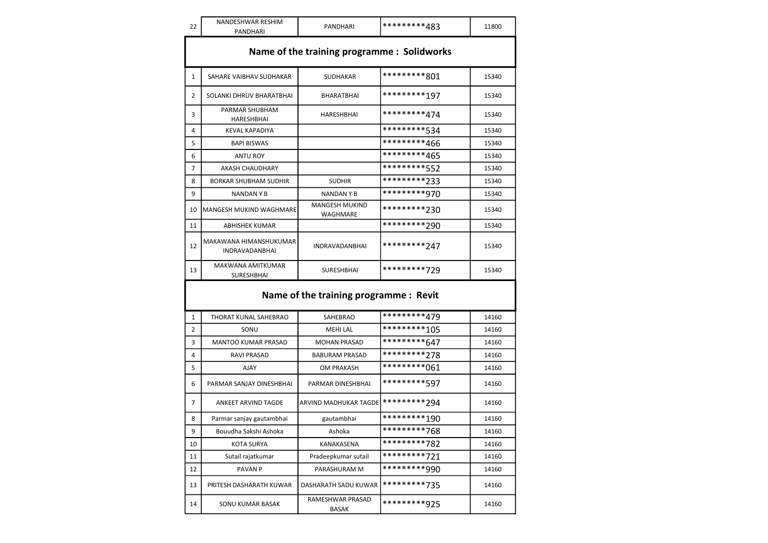| 22 | NANDESHWAR RESHIM PANDHARI | PANDHARI | *********483 | 11800 |
|---|---|---|---|---|

## Name of the training programme : Solidworks

| | | | | |
|---|---|---|---|---|
| 1 | SAHARE VAIBHAV SUDHAKAR | SUDHAKAR | *********801 | 15340 |
| 2 | SOLANKI DHRUV BHARATBHAI | BHARATBHAI | *********197 | 15340 |
| 3 | PARMAR SHUBHAM HARESHBHAI | HARESHBHAI | *********474 | 15340 |
| 4 | KEVAL KAPADIYA | | *********534 | 15340 |
| 5 | BAPI BISWAS | | *********466 | 15340 |
| 6 | ANTU ROY | | *********465 | 15340 |
| 7 | AKASH CHAUDHARY | | *********552 | 15340 |
| 8 | BORKAR SHUBHAM SUDHIR | SUDHIR | *********233 | 15340 |
| 9 | NANDAN Y B | NANDAN Y B | *********970 | 15340 |
| 10 | MANGESH MUKIND WAGHMARE | MANGESH MUKIND WAGHMARE | *********230 | 15340 |
| 11 | ABHISHEK KUMAR | | *********290 | 15340 |
| 12 | MAKAWANA HIMANSHUKUMAR INDRAVADANBHAI | INDRAVADANBHAI | *********247 | 15340 |
| 13 | MAKWANA AMITKUMAR SURESHBHAI | SURESHBHAI | *********729 | 15340 |

## Name of the training programme : Revit

| | | | | |
|---|---|---|---|---|
| 1 | THORAT KUNAL SAHEBRAO | SAHEBRAO | *********479 | 14160 |
| 2 | SONU | MEHI LAL | *********105 | 14160 |
| 3 | MANTOO KUMAR PRASAD | MOHAN PRASAD | *********647 | 14160 |
| 4 | RAVI PRASAD | BABURAM PRASAD | *********278 | 14160 |
| 5 | AJAY | OM PRAKASH | *********061 | 14160 |
| 6 | PARMAR SANJAY DINESHBHAI | PARMAR DINESHBHAI | *********597 | 14160 |
| 7 | ANKEET ARVIND TAGDE | ARVIND MADHUKAR TAGDE | *********294 | 14160 |
| 8 | Parmar sanjay gautambhai | gautambhai | *********190 | 14160 |
| 9 | Bouudha Sakshi Ashoka | Ashoka | *********768 | 14160 |
| 10 | KOTA SURYA | KANAKASENA | *********782 | 14160 |
| 11 | Sutail rajatkumar | Pradeepkumar sutail | *********721 | 14160 |
| 12 | PAVAN P | PARASHURAM M | *********990 | 14160 |
| 13 | PRITESH DASHARATH KUWAR | DASHARATH SADU KUWAR | *********735 | 14160 |
| 14 | SONU KUMAR BASAK | RAMESHWAR PRASAD BASAK | *********925 | 14160 |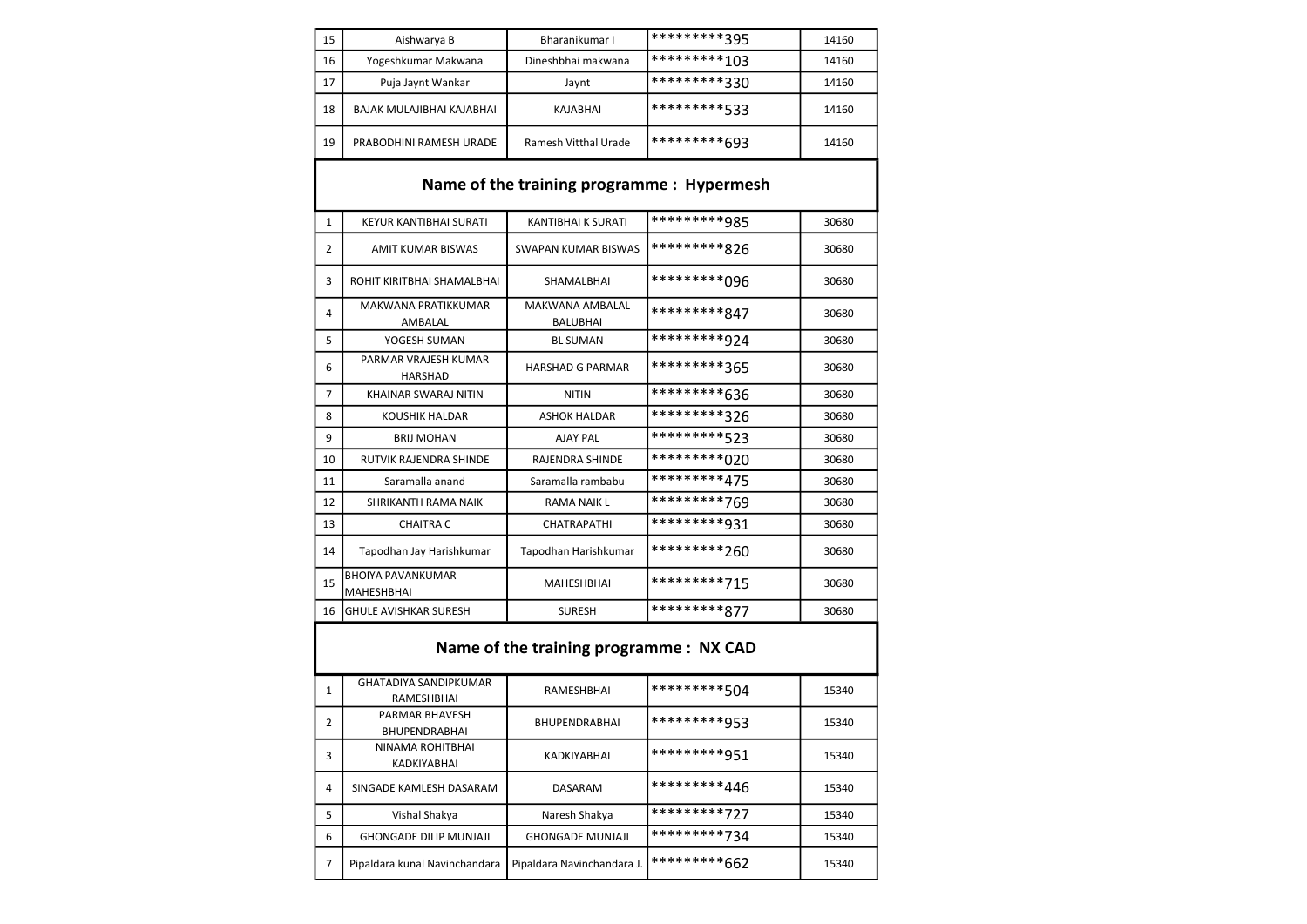| | | | | |
|---|---|---|---|---|
| 15 | Aishwarya B | Bharanikumar I | *********395 | 14160 |
| 16 | Yogeshkumar Makwana | Dineshbhai makwana | *********103 | 14160 |
| 17 | Puja Jaynt Wankar | Jaynt | *********330 | 14160 |
| 18 | BAJAK MULAJIBHAI KAJABHAI | KAJABHAI | *********533 | 14160 |
| 19 | PRABODHINI RAMESH URADE | Ramesh Vitthal Urade | *********693 | 14160 |

## Name of the training programme : Hypermesh

| | | | | |
|---|---|---|---|---|
| 1 | KEYUR KANTIBHAI SURATI | KANTIBHAI K SURATI | *********985 | 30680 |
| 2 | AMIT KUMAR BISWAS | SWAPAN KUMAR BISWAS | *********826 | 30680 |
| 3 | ROHIT KIRITBHAI SHAMALBHAI | SHAMALBHAI | *********096 | 30680 |
| 4 | MAKWANA PRATIKKUMAR AMBALAL | MAKWANA AMBALAL BALUBHAI | *********847 | 30680 |
| 5 | YOGESH SUMAN | BL SUMAN | *********924 | 30680 |
| 6 | PARMAR VRAJESH KUMAR HARSHAD | HARSHAD G PARMAR | *********365 | 30680 |
| 7 | KHAINAR SWARAJ NITIN | NITIN | *********636 | 30680 |
| 8 | KOUSHIK HALDAR | ASHOK HALDAR | *********326 | 30680 |
| 9 | BRIJ MOHAN | AJAY PAL | *********523 | 30680 |
| 10 | RUTVIK RAJENDRA SHINDE | RAJENDRA SHINDE | *********020 | 30680 |
| 11 | Saramalla anand | Saramalla rambabu | *********475 | 30680 |
| 12 | SHRIKANTH RAMA NAIK | RAMA NAIK L | *********769 | 30680 |
| 13 | CHAITRA C | CHATRAPATHI | *********931 | 30680 |
| 14 | Tapodhan Jay Harishkumar | Tapodhan Harishkumar | *********260 | 30680 |
| 15 | BHOIYA PAVANKUMAR MAHESHBHAI | MAHESHBHAI | *********715 | 30680 |
| 16 | GHULE AVISHKAR SURESH | SURESH | *********877 | 30680 |

## Name of the training programme : NX CAD

| | | | | |
|---|---|---|---|---|
| 1 | GHATADIYA SANDIPKUMAR RAMESHBHAI | RAMESHBHAI | *********504 | 15340 |
| 2 | PARMAR BHAVESH BHUPENDRABHAI | BHUPENDRABHAI | *********953 | 15340 |
| 3 | NINAMA ROHITBHAI KADKIYABHAI | KADKIYABHAI | *********951 | 15340 |
| 4 | SINGADE KAMLESH DASARAM | DASARAM | *********446 | 15340 |
| 5 | Vishal Shakya | Naresh Shakya | *********727 | 15340 |
| 6 | GHONGADE DILIP MUNJAJI | GHONGADE MUNJAJI | *********734 | 15340 |
| 7 | Pipaldara kunal Navinchandara | Pipaldara Navinchandara J. | *********662 | 15340 |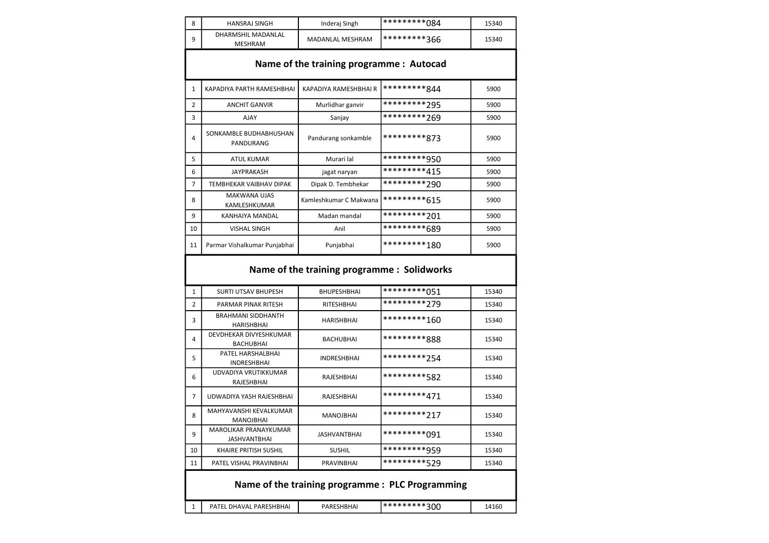| | | | | |
|---|---|---|---|---|
| 8 | HANSRAJ SINGH | Inderaj Singh | *********084 | 15340 |
| 9 | DHARMSHIL MADANLAL MESHRAM | MADANLAL MESHRAM | *********366 | 15340 |

## Name of the training programme : Autocad

| | | | | |
|---|---|---|---|---|
| 1 | KAPADIYA PARTH RAMESHBHAI | KAPADIYA RAMESHBHAI R | *********844 | 5900 |
| 2 | ANCHIT GANVIR | Murlidhar ganvir | *********295 | 5900 |
| 3 | AJAY | Sanjay | *********269 | 5900 |
| 4 | SONKAMBLE BUDHABHUSHAN PANDURANG | Pandurang sonkamble | *********873 | 5900 |
| 5 | ATUL KUMAR | Murari lal | *********950 | 5900 |
| 6 | JAYPRAKASH | jagat naryan | *********415 | 5900 |
| 7 | TEMBHEKAR VAIBHAV DIPAK | Dipak D. Tembhekar | *********290 | 5900 |
| 8 | MAKWANA UJAS KAMLESHKUMAR | Kamleshkumar C Makwana | *********615 | 5900 |
| 9 | KANHAIYA MANDAL | Madan mandal | *********201 | 5900 |
| 10 | VISHAL SINGH | Anil | *********689 | 5900 |
| 11 | Parmar Vishalkumar Punjabhai | Punjabhai | *********180 | 5900 |

## Name of the training programme : Solidworks

| | | | | |
|---|---|---|---|---|
| 1 | SURTI UTSAV BHUPESH | BHUPESHBHAI | *********051 | 15340 |
| 2 | PARMAR PINAK RITESH | RITESHBHAI | *********279 | 15340 |
| 3 | BRAHMANI SIDDHANTH HARISHBHAI | HARISHBHAI | *********160 | 15340 |
| 4 | DEVDHEKAR DIVYESHKUMAR BACHUBHAI | BACHUBHAI | *********888 | 15340 |
| 5 | PATEL HARSHALBHAI INDRESHBHAI | INDRESHBHAI | *********254 | 15340 |
| 6 | UDVADIYA VRUTIKKUMAR RAJESHBHAI | RAJESHBHAI | *********582 | 15340 |
| 7 | UDWADIYA YASH RAJESHBHAI | RAJESHBHAI | *********471 | 15340 |
| 8 | MAHYAVANSHI KEVALKUMAR MANOJBHAI | MANOJBHAI | *********217 | 15340 |
| 9 | MAROLIKAR PRANAYKUMAR JASHVANTBHAI | JASHVANTBHAI | *********091 | 15340 |
| 10 | KHAIRE PRITISH SUSHIL | SUSHIL | *********959 | 15340 |
| 11 | PATEL VISHAL PRAVINBHAI | PRAVINBHAI | *********529 | 15340 |

## Name of the training programme : PLC Programming

| | | | | |
|---|---|---|---|---|
| 1 | PATEL DHAVAL PARESHBHAI | PARESHBHAI | *********300 | 14160 |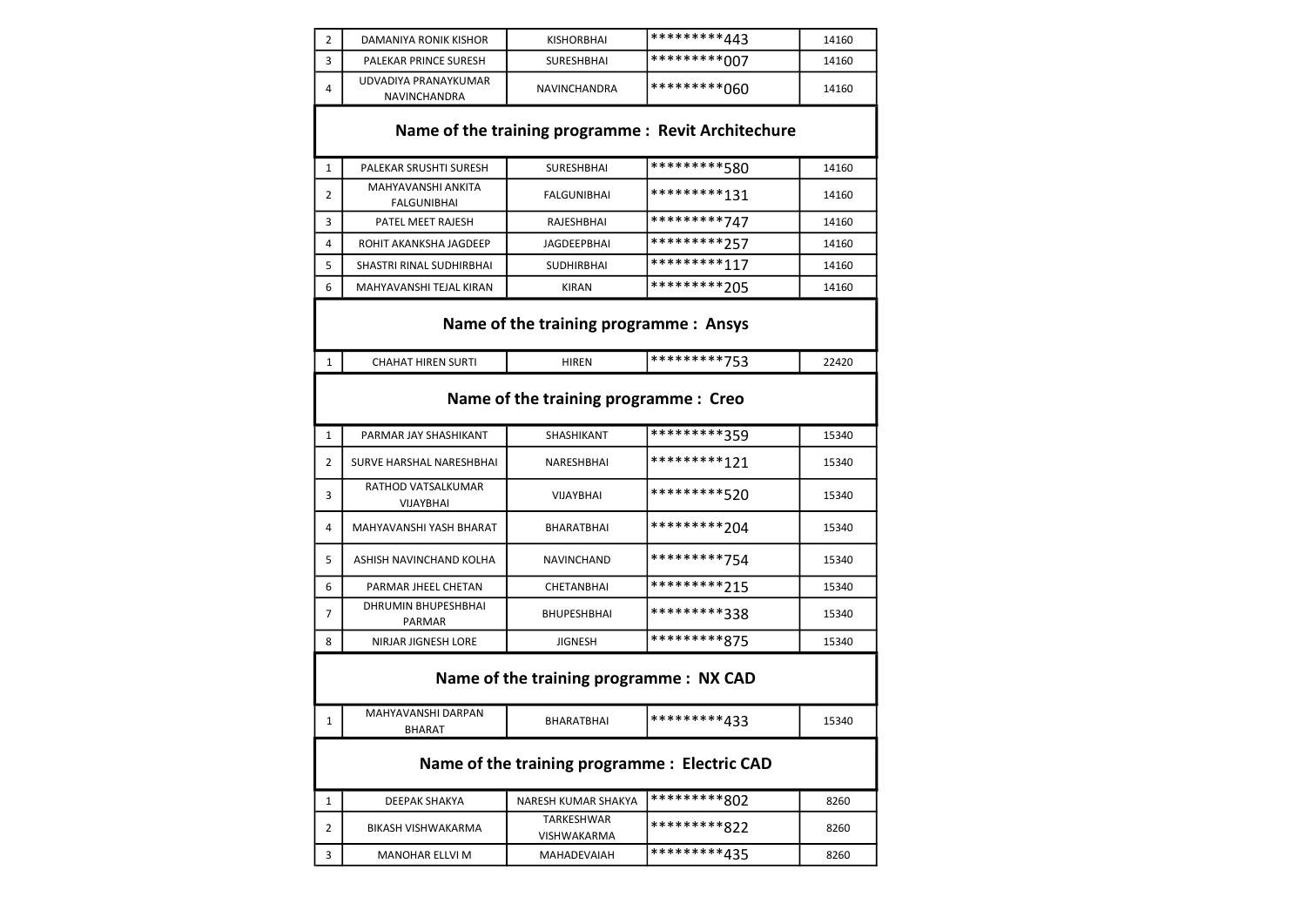| | | | | |
|---|---|---|---|---|
| 2 | DAMANIYA RONIK KISHOR | KISHORBHAI | *********443 | 14160 |
| 3 | PALEKAR PRINCE SURESH | SURESHBHAI | *********007 | 14160 |
| 4 | UDVADIYA PRANAYKUMAR NAVINCHANDRA | NAVINCHANDRA | *********060 | 14160 |

## Name of the training programme : Revit Architechure

| | | | | |
|---|---|---|---|---|
| 1 | PALEKAR SRUSHTI SURESH | SURESHBHAI | *********580 | 14160 |
| 2 | MAHYAVANSHI ANKITA FALGUNIBHAI | FALGUNIBHAI | *********131 | 14160 |
| 3 | PATEL MEET RAJESH | RAJESHBHAI | *********747 | 14160 |
| 4 | ROHIT AKANKSHA JAGDEEP | JAGDEEPBHAI | *********257 | 14160 |
| 5 | SHASTRI RINAL SUDHIRBHAI | SUDHIRBHAI | *********117 | 14160 |
| 6 | MAHYAVANSHI TEJAL KIRAN | KIRAN | *********205 | 14160 |

## Name of the training programme : Ansys

| | | | | |
|---|---|---|---|---|
| 1 | CHAHAT HIREN SURTI | HIREN | *********753 | 22420 |

## Name of the training programme : Creo

| | | | | |
|---|---|---|---|---|
| 1 | PARMAR JAY SHASHIKANT | SHASHIKANT | *********359 | 15340 |
| 2 | SURVE HARSHAL NARESHBHAI | NARESHBHAI | *********121 | 15340 |
| 3 | RATHOD VATSALKUMAR VIJAYBHAI | VIJAYBHAI | *********520 | 15340 |
| 4 | MAHYAVANSHI YASH BHARAT | BHARATBHAI | *********204 | 15340 |
| 5 | ASHISH NAVINCHAND KOLHA | NAVINCHAND | *********754 | 15340 |
| 6 | PARMAR JHEEL CHETAN | CHETANBHAI | *********215 | 15340 |
| 7 | DHRUMIN BHUPESHBHAI PARMAR | BHUPESHBHAI | *********338 | 15340 |
| 8 | NIRJAR JIGNESH LORE | JIGNESH | *********875 | 15340 |

## Name of the training programme : NX CAD

| | | | | |
|---|---|---|---|---|
| 1 | MAHYAVANSHI DARPAN BHARAT | BHARATBHAI | *********433 | 15340 |

## Name of the training programme : Electric CAD

| | | | | |
|---|---|---|---|---|
| 1 | DEEPAK SHAKYA | NARESH KUMAR SHAKYA | *********802 | 8260 |
| 2 | BIKASH VISHWAKARMA | TARKESHWAR VISHWAKARMA | *********822 | 8260 |
| 3 | MANOHAR ELLVI M | MAHADEVAIAH | *********435 | 8260 |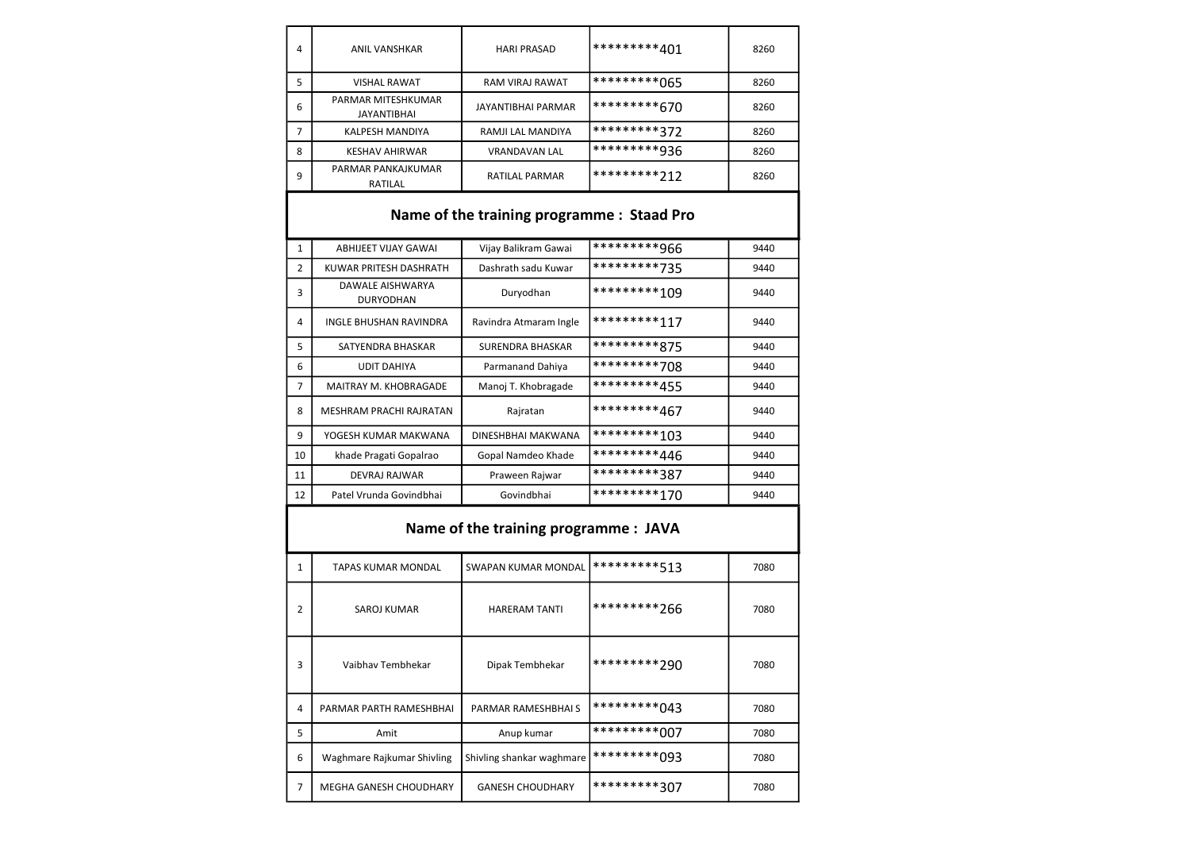| 4 | ANIL VANSHKAR | HARI PRASAD | *********401 | 8260 |
|---|---|---|---|---|
| 5 | VISHAL RAWAT | RAM VIRAJ RAWAT | *********065 | 8260 |
| 6 | PARMAR MITESHKUMAR JAYANTIBHAI | JAYANTIBHAI PARMAR | *********670 | 8260 |
| 7 | KALPESH MANDIYA | RAMJI LAL MANDIYA | *********372 | 8260 |
| 8 | KESHAV AHIRWAR | VRANDAVAN LAL | *********936 | 8260 |
| 9 | PARMAR PANKAJKUMAR RATILAL | RATILAL PARMAR | *********212 | 8260 |

## Name of the training programme : Staad Pro

| 1 | ABHIJEET VIJAY GAWAI | Vijay Balikram Gawai | *********966 | 9440 |
|---|---|---|---|---|
| 2 | KUWAR PRITESH DASHRATH | Dashrath sadu Kuwar | *********735 | 9440 |
| 3 | DAWALE AISHWARYA DURYODHAN | Duryodhan | *********109 | 9440 |
| 4 | INGLE BHUSHAN RAVINDRA | Ravindra Atmaram Ingle | *********117 | 9440 |
| 5 | SATYENDRA BHASKAR | SURENDRA BHASKAR | *********875 | 9440 |
| 6 | UDIT DAHIYA | Parmanand Dahiya | *********708 | 9440 |
| 7 | MAITRAY M. KHOBRAGADE | Manoj T. Khobragade | *********455 | 9440 |
| 8 | MESHRAM PRACHI RAJRATAN | Rajratan | *********467 | 9440 |
| 9 | YOGESH KUMAR MAKWANA | DINESHBHAI MAKWANA | *********103 | 9440 |
| 10 | khade Pragati Gopalrao | Gopal Namdeo Khade | *********446 | 9440 |
| 11 | DEVRAJ RAJWAR | Praween Rajwar | *********387 | 9440 |
| 12 | Patel Vrunda Govindbhai | Govindbhai | *********170 | 9440 |

## Name of the training programme : JAVA

| 1 | TAPAS KUMAR MONDAL | SWAPAN KUMAR MONDAL | *********513 | 7080 |
|---|---|---|---|---|
| 2 | SAROJ KUMAR | HARERAM TANTI | *********266 | 7080 |
| 3 | Vaibhav Tembhekar | Dipak Tembhekar | *********290 | 7080 |
| 4 | PARMAR PARTH RAMESHBHAI | PARMAR RAMESHBHAI S | *********043 | 7080 |
| 5 | Amit | Anup kumar | *********007 | 7080 |
| 6 | Waghmare Rajkumar Shivling | Shivling shankar waghmare | *********093 | 7080 |
| 7 | MEGHA GANESH CHOUDHARY | GANESH CHOUDHARY | *********307 | 7080 |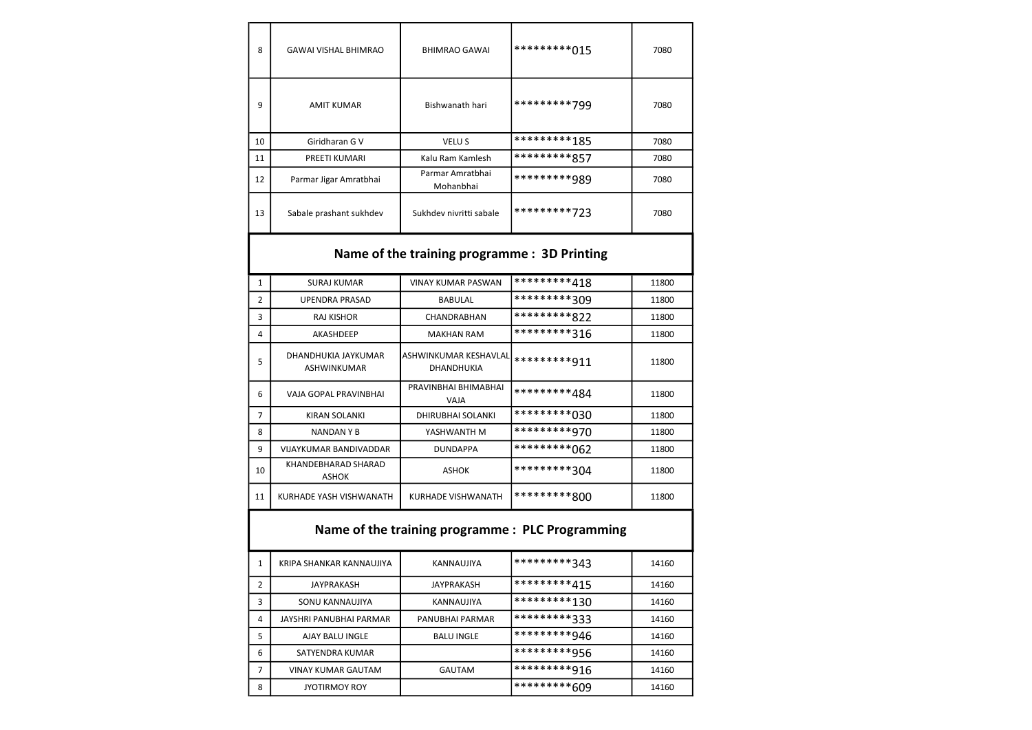| | | | | |
|---|---|---|---|---|
| 8 | GAWAI VISHAL BHIMRAO | BHIMRAO GAWAI | *********015 | 7080 |
| 9 | AMIT KUMAR | Bishwanath hari | *********799 | 7080 |
| 10 | Giridharan G V | VELU S | *********185 | 7080 |
| 11 | PREETI KUMARI | Kalu Ram Kamlesh | *********857 | 7080 |
| 12 | Parmar Jigar Amratbhai | Parmar Amratbhai Mohanbhai | *********989 | 7080 |
| 13 | Sabale prashant sukhdev | Sukhdev nivritti sabale | *********723 | 7080 |

## Name of the training programme : 3D Printing

| | | | | |
|---|---|---|---|---|
| 1 | SURAJ KUMAR | VINAY KUMAR PASWAN | *********418 | 11800 |
| 2 | UPENDRA PRASAD | BABULAL | *********309 | 11800 |
| 3 | RAJ KISHOR | CHANDRABHAN | *********822 | 11800 |
| 4 | AKASHDEEP | MAKHAN RAM | *********316 | 11800 |
| 5 | DHANDHUKIA JAYKUMAR ASHWINKUMAR | ASHWINKUMAR KESHAVLAL DHANDHUKIA | *********911 | 11800 |
| 6 | VAJA GOPAL PRAVINBHAI | PRAVINBHAI BHIMABHAI VAJA | *********484 | 11800 |
| 7 | KIRAN SOLANKI | DHIRUBHAI SOLANKI | *********030 | 11800 |
| 8 | NANDAN Y B | YASHWANTH M | *********970 | 11800 |
| 9 | VIJAYKUMAR BANDIVADDAR | DUNDAPPA | *********062 | 11800 |
| 10 | KHANDEBHARAD SHARAD ASHOK | ASHOK | *********304 | 11800 |
| 11 | KURHADE YASH VISHWANATH | KURHADE VISHWANATH | *********800 | 11800 |

## Name of the training programme : PLC Programming

| | | | | |
|---|---|---|---|---|
| 1 | KRIPA SHANKAR KANNAUJIYA | KANNAUJIYA | *********343 | 14160 |
| 2 | JAYPRAKASH | JAYPRAKASH | *********415 | 14160 |
| 3 | SONU KANNAUJIYA | KANNAUJIYA | *********130 | 14160 |
| 4 | JAYSHRI PANUBHAI PARMAR | PANUBHAI PARMAR | *********333 | 14160 |
| 5 | AJAY BALU INGLE | BALU INGLE | *********946 | 14160 |
| 6 | SATYENDRA KUMAR | | *********956 | 14160 |
| 7 | VINAY KUMAR GAUTAM | GAUTAM | *********916 | 14160 |
| 8 | JYOTIRMOY ROY | | *********609 | 14160 |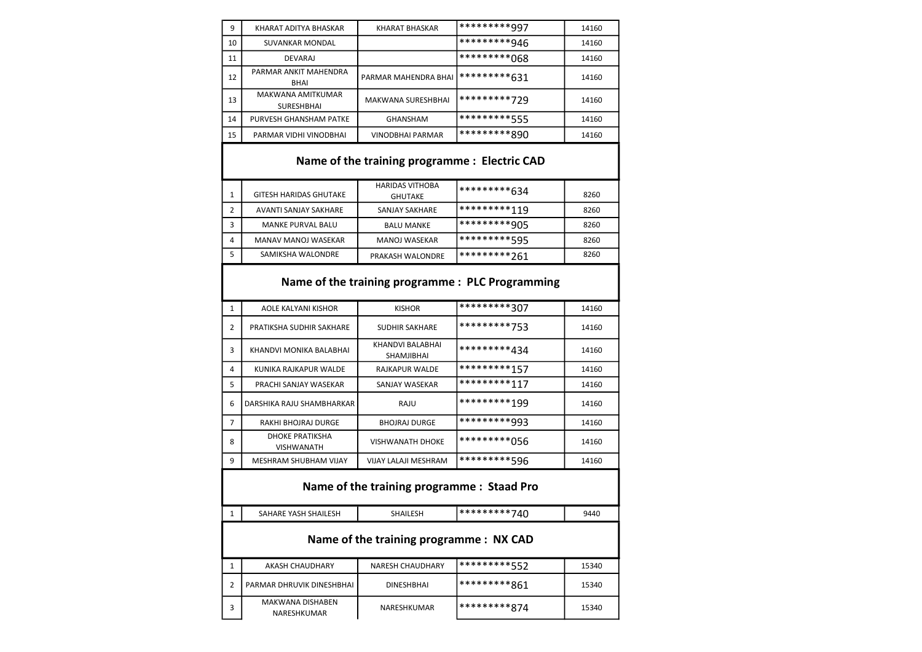| | | | | |
|---|---|---|---|---|
| 9 | KHARAT ADITYA BHASKAR | KHARAT BHASKAR | *********997 | 14160 |
| 10 | SUVANKAR MONDAL | | *********946 | 14160 |
| 11 | DEVARAJ | | *********068 | 14160 |
| 12 | PARMAR ANKIT MAHENDRA BHAI | PARMAR MAHENDRA BHAI | *********631 | 14160 |
| 13 | MAKWANA AMITKUMAR SURESHBHAI | MAKWANA SURESHBHAI | *********729 | 14160 |
| 14 | PURVESH GHANSHAM PATKE | GHANSHAM | *********555 | 14160 |
| 15 | PARMAR VIDHI VINODBHAI | VINODBHAI PARMAR | *********890 | 14160 |

## Name of the training programme : Electric CAD

| | | | | |
|---|---|---|---|---|
| 1 | GITESH HARIDAS GHUTAKE | HARIDAS VITHOBA GHUTAKE | *********634 | 8260 |
| 2 | AVANTI SANJAY SAKHARE | SANJAY SAKHARE | *********119 | 8260 |
| 3 | MANKE PURVAL BALU | BALU MANKE | *********905 | 8260 |
| 4 | MANAV MANOJ WASEKAR | MANOJ WASEKAR | *********595 | 8260 |
| 5 | SAMIKSHA WALONDRE | PRAKASH WALONDRE | *********261 | 8260 |

## Name of the training programme : PLC Programming

| | | | | |
|---|---|---|---|---|
| 1 | AOLE KALYANI KISHOR | KISHOR | *********307 | 14160 |
| 2 | PRATIKSHA SUDHIR SAKHARE | SUDHIR SAKHARE | *********753 | 14160 |
| 3 | KHANDVI MONIKA BALABHAI | KHANDVI BALABHAI SHAMJIBHAI | *********434 | 14160 |
| 4 | KUNIKA RAJKAPUR WALDE | RAJKAPUR WALDE | *********157 | 14160 |
| 5 | PRACHI SANJAY WASEKAR | SANJAY WASEKAR | *********117 | 14160 |
| 6 | DARSHIKA RAJU SHAMBHARKAR | RAJU | *********199 | 14160 |
| 7 | RAKHI BHOJRAJ DURGE | BHOJRAJ DURGE | *********993 | 14160 |
| 8 | DHOKE PRATIKSHA VISHWANATH | VISHWANATH DHOKE | *********056 | 14160 |
| 9 | MESHRAM SHUBHAM VIJAY | VIJAY LALAJI MESHRAM | *********596 | 14160 |

## Name of the training programme : Staad Pro

| | | | | |
|---|---|---|---|---|
| 1 | SAHARE YASH SHAILESH | SHAILESH | *********740 | 9440 |

## Name of the training programme : NX CAD

| | | | | |
|---|---|---|---|---|
| 1 | AKASH CHAUDHARY | NARESH CHAUDHARY | *********552 | 15340 |
| 2 | PARMAR DHRUVIK DINESHBHAI | DINESHBHAI | *********861 | 15340 |
| 3 | MAKWANA DISHABEN NARESHKUMAR | NARESHKUMAR | *********874 | 15340 |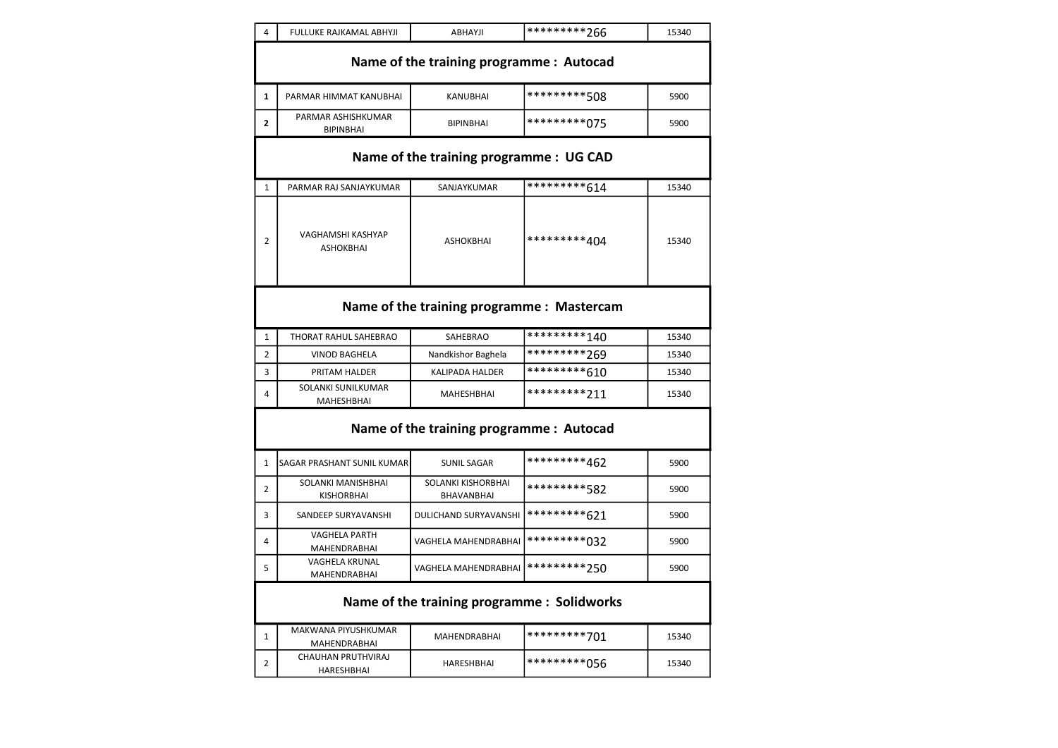| | | | | |
|---|---|---|---|---|
| 4 | FULLUKE RAJKAMAL ABHYJI | ABHAYJI | *********266 | 15340 |

## Name of the training programme : Autocad

| | | | | |
|---|---|---|---|---|
| **1** | PARMAR HIMMAT KANUBHAI | KANUBHAI | *********508 | 5900 |
| **2** | PARMAR ASHISHKUMAR BIPINBHAI | BIPINBHAI | *********075 | 5900 |

## Name of the training programme : UG CAD

| | | | | |
|---|---|---|---|---|
| 1 | PARMAR RAJ SANJAYKUMAR | SANJAYKUMAR | *********614 | 15340 |
| 2 | VAGHAMSHI KASHYAP ASHOKBHAI | ASHOKBHAI | *********404 | 15340 |

## Name of the training programme : Mastercam

| | | | | |
|---|---|---|---|---|
| 1 | THORAT RAHUL SAHEBRAO | SAHEBRAO | *********140 | 15340 |
| 2 | VINOD BAGHELA | Nandkishor Baghela | *********269 | 15340 |
| 3 | PRITAM HALDER | KALIPADA HALDER | *********610 | 15340 |
| 4 | SOLANKI SUNILKUMAR MAHESHBHAI | MAHESHBHAI | *********211 | 15340 |

## Name of the training programme : Autocad

| | | | | |
|---|---|---|---|---|
| 1 | SAGAR PRASHANT SUNIL KUMAR | SUNIL SAGAR | *********462 | 5900 |
| 2 | SOLANKI MANISHBHAI KISHORBHAI | SOLANKI KISHORBHAI BHAVANBHAI | *********582 | 5900 |
| 3 | SANDEEP SURYAVANSHI | DULICHAND SURYAVANSHI | *********621 | 5900 |
| 4 | VAGHELA PARTH MAHENDRABHAI | VAGHELA MAHENDRABHAI | *********032 | 5900 |
| 5 | VAGHELA KRUNAL MAHENDRABHAI | VAGHELA MAHENDRABHAI | *********250 | 5900 |

## Name of the training programme : Solidworks

| | | | | |
|---|---|---|---|---|
| 1 | MAKWANA PIYUSHKUMAR MAHENDRABHAI | MAHENDRABHAI | *********701 | 15340 |
| 2 | CHAUHAN PRUTHVIRAJ HARESHBHAI | HARESHBHAI | *********056 | 15340 |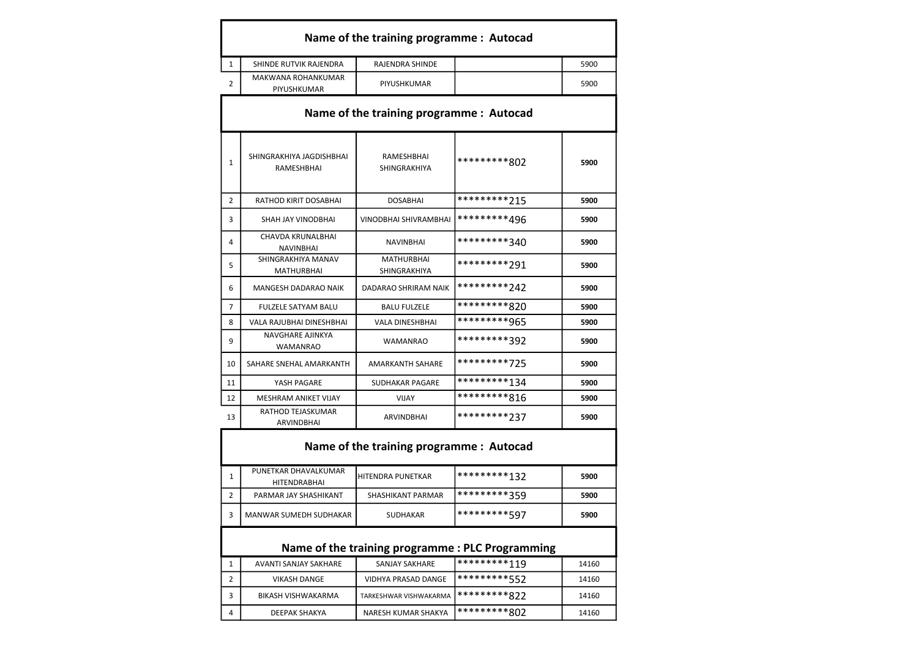## Name of the training programme : Autocad

| | | | | |
|---|---|---|---|---|
| 1 | SHINDE RUTVIK RAJENDRA | RAJENDRA SHINDE | | 5900 |
| 2 | MAKWANA ROHANKUMAR PIYUSHKUMAR | PIYUSHKUMAR | | 5900 |

## Name of the training programme : Autocad

| | | | | |
|---|---|---|---|---|
| 1 | SHINGRAKHIYA JAGDISHBHAI RAMESHBHAI | RAMESHBHAI SHINGRAKHIYA | *********802 | **5900** |
| 2 | RATHOD KIRIT DOSABHAI | DOSABHAI | *********215 | **5900** |
| 3 | SHAH JAY VINODBHAI | VINODBHAI SHIVRAMBHAI | *********496 | **5900** |
| 4 | CHAVDA KRUNALBHAI NAVINBHAI | NAVINBHAI | *********340 | **5900** |
| 5 | SHINGRAKHIYA MANAV MATHURBHAI | MATHURBHAI SHINGRAKHIYA | *********291 | **5900** |
| 6 | MANGESH DADARAO NAIK | DADARAO SHRIRAM NAIK | *********242 | **5900** |
| 7 | FULZELE SATYAM BALU | BALU FULZELE | *********820 | **5900** |
| 8 | VALA RAJUBHAI DINESHBHAI | VALA DINESHBHAI | *********965 | **5900** |
| 9 | NAVGHARE AJINKYA WAMANRAO | WAMANRAO | *********392 | **5900** |
| 10 | SAHARE SNEHAL AMARKANTH | AMARKANTH SAHARE | *********725 | **5900** |
| 11 | YASH PAGARE | SUDHAKAR PAGARE | *********134 | **5900** |
| 12 | MESHRAM ANIKET VIJAY | VIJAY | *********816 | **5900** |
| 13 | RATHOD TEJASKUMAR ARVINDBHAI | ARVINDBHAI | *********237 | **5900** |

## Name of the training programme : Autocad

| | | | | |
|---|---|---|---|---|
| 1 | PUNETKAR DHAVALKUMAR HITENDRABHAI | HITENDRA PUNETKAR | *********132 | **5900** |
| 2 | PARMAR JAY SHASHIKANT | SHASHIKANT PARMAR | *********359 | **5900** |
| 3 | MANWAR SUMEDH SUDHAKAR | SUDHAKAR | *********597 | **5900** |

## Name of the training programme : PLC Programming

| | | | | |
|---|---|---|---|---|
| 1 | AVANTI SANJAY SAKHARE | SANJAY SAKHARE | *********119 | 14160 |
| 2 | VIKASH DANGE | VIDHYA PRASAD DANGE | *********552 | 14160 |
| 3 | BIKASH VISHWAKARMA | TARKESHWAR VISHWAKARMA | *********822 | 14160 |
| 4 | DEEPAK SHAKYA | NARESH KUMAR SHAKYA | *********802 | 14160 |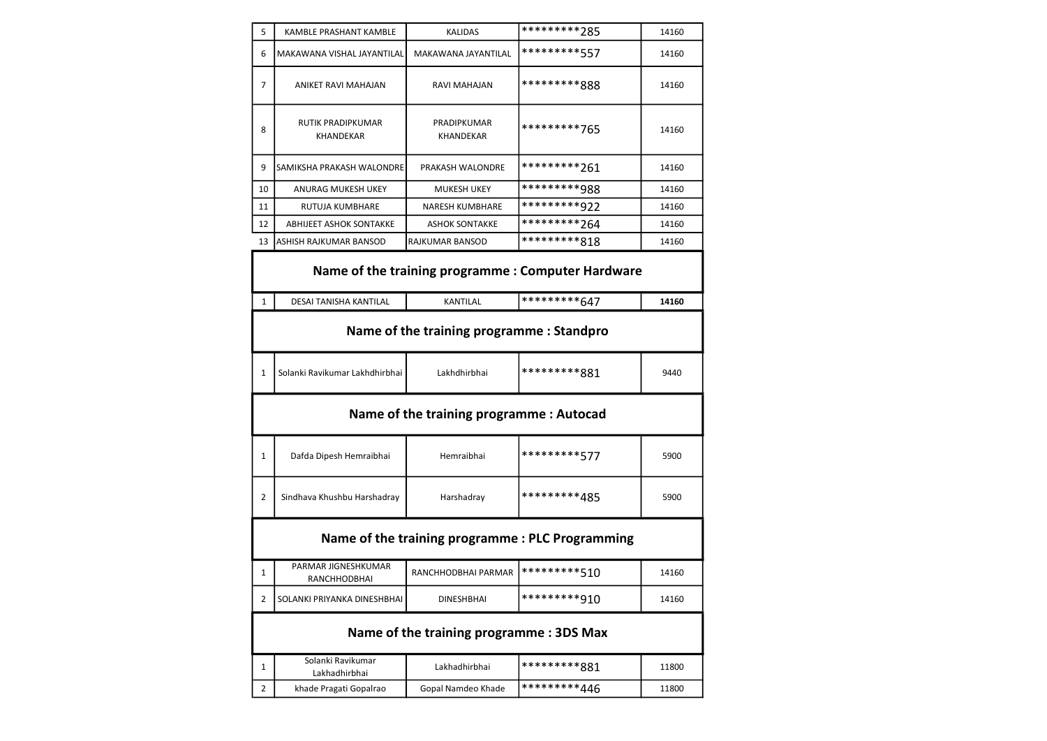| 5 | KAMBLE PRASHANT KAMBLE | KALIDAS | *********285 | 14160 |
|---|---|---|---|---|
| 6 | MAKAWANA VISHAL JAYANTILAL | MAKAWANA JAYANTILAL | *********557 | 14160 |
| 7 | ANIKET RAVI MAHAJAN | RAVI MAHAJAN | *********888 | 14160 |
| 8 | RUTIK PRADIPKUMAR KHANDEKAR | PRADIPKUMAR KHANDEKAR | *********765 | 14160 |
| 9 | SAMIKSHA PRAKASH WALONDRE | PRAKASH WALONDRE | *********261 | 14160 |
| 10 | ANURAG MUKESH UKEY | MUKESH UKEY | *********988 | 14160 |
| 11 | RUTUJA KUMBHARE | NARESH KUMBHARE | *********922 | 14160 |
| 12 | ABHIJEET ASHOK SONTAKKE | ASHOK SONTAKKE | *********264 | 14160 |
| 13 | ASHISH RAJKUMAR BANSOD | RAJKUMAR BANSOD | *********818 | 14160 |

## Name of the training programme : Computer Hardware

| 1 | DESAI TANISHA KANTILAL | KANTILAL | *********647 | **14160** |
|---|---|---|---|---|

## Name of the training programme : Standpro

| 1 | Solanki Ravikumar Lakhdhirbhai | Lakhdhirbhai | *********881 | 9440 |
|---|---|---|---|---|

## Name of the training programme : Autocad

| 1 | Dafda Dipesh Hemraibhai | Hemraibhai | *********577 | 5900 |
|---|---|---|---|---|
| 2 | Sindhava Khushbu Harshadray | Harshadray | *********485 | 5900 |

## Name of the training programme : PLC Programming

| 1 | PARMAR JIGNESHKUMAR RANCHHODBHAI | RANCHHODBHAI PARMAR | *********510 | 14160 |
|---|---|---|---|---|
| 2 | SOLANKI PRIYANKA DINESHBHAI | DINESHBHAI | *********910 | 14160 |

## Name of the training programme : 3DS Max

| 1 | Solanki Ravikumar Lakhadhirbhai | Lakhadhirbhai | *********881 | 11800 |
|---|---|---|---|---|
| 2 | khade Pragati Gopalrao | Gopal Namdeo Khade | *********446 | 11800 |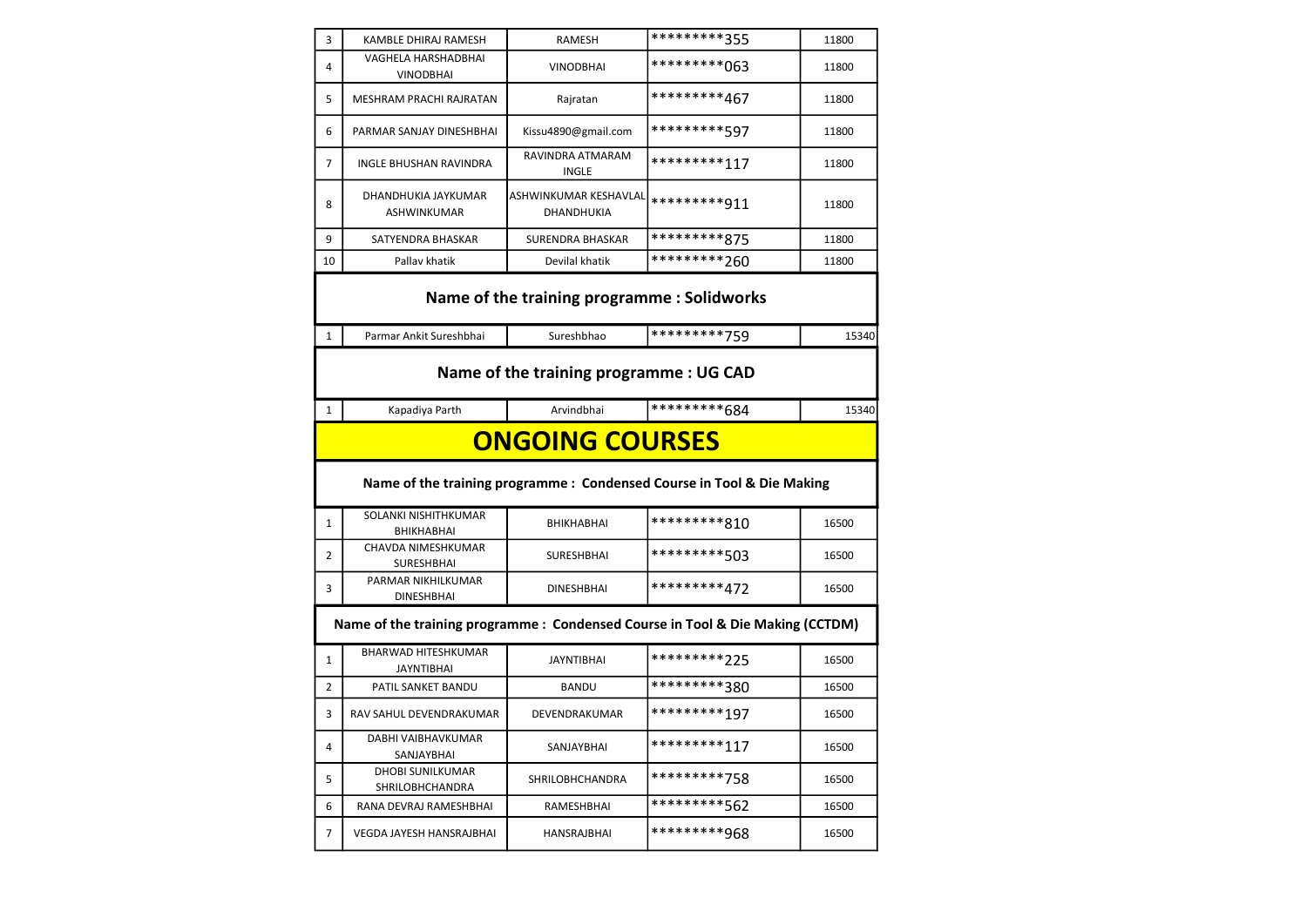| | | | | |
|---|---|---|---|---|
| 3 | KAMBLE DHIRAJ RAMESH | RAMESH | *********355 | 11800 |
| 4 | VAGHELA HARSHADBHAI VINODBHAI | VINODBHAI | *********063 | 11800 |
| 5 | MESHRAM PRACHI RAJRATAN | Rajratan | *********467 | 11800 |
| 6 | PARMAR SANJAY DINESHBHAI | Kissu4890@gmail.com | *********597 | 11800 |
| 7 | INGLE BHUSHAN RAVINDRA | RAVINDRA ATMARAM INGLE | *********117 | 11800 |
| 8 | DHANDHUKIA JAYKUMAR ASHWINKUMAR | ASHWINKUMAR KESHAVLAL DHANDHUKIA | *********911 | 11800 |
| 9 | SATYENDRA BHASKAR | SURENDRA BHASKAR | *********875 | 11800 |
| 10 | Pallav khatik | Devilal khatik | *********260 | 11800 |

### Name of the training programme : Solidworks

| | | | | |
|---|---|---|---|---|
| 1 | Parmar Ankit Sureshbhai | Sureshbhao | *********759 | 15340 |

### Name of the training programme : UG CAD

| | | | | |
|---|---|---|---|---|
| 1 | Kapadiya Parth | Arvindbhai | *********684 | 15340 |

# ONGOING COURSES

### Name of the training programme : Condensed Course in Tool & Die Making

| | | | | |
|---|---|---|---|---|
| 1 | SOLANKI NISHITHKUMAR BHIKHABHAI | BHIKHABHAI | *********810 | 16500 |
| 2 | CHAVDA NIMESHKUMAR SURESHBHAI | SURESHBHAI | *********503 | 16500 |
| 3 | PARMAR NIKHILKUMAR DINESHBHAI | DINESHBHAI | *********472 | 16500 |

### Name of the training programme : Condensed Course in Tool & Die Making (CCTDM)

| | | | | |
|---|---|---|---|---|
| 1 | BHARWAD HITESHKUMAR JAYNTIBHAI | JAYNTIBHAI | *********225 | 16500 |
| 2 | PATIL SANKET BANDU | BANDU | *********380 | 16500 |
| 3 | RAV SAHUL DEVENDRAKUMAR | DEVENDRAKUMAR | *********197 | 16500 |
| 4 | DABHI VAIBHAVKUMAR SANJAYBHAI | SANJAYBHAI | *********117 | 16500 |
| 5 | DHOBI SUNILKUMAR SHRILOBHCHANDRA | SHRILOBHCHANDRA | *********758 | 16500 |
| 6 | RANA DEVRAJ RAMESHBHAI | RAMESHBHAI | *********562 | 16500 |
| 7 | VEGDA JAYESH HANSRAJBHAI | HANSRAJBHAI | *********968 | 16500 |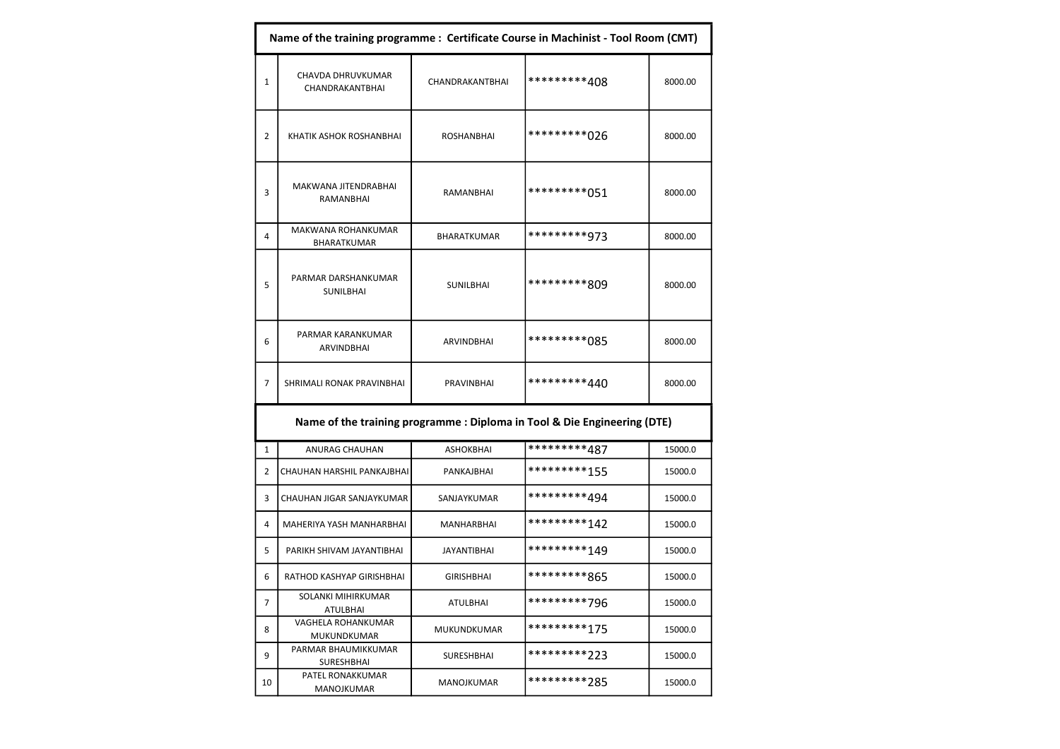| Name of the training programme : Certificate Course in Machinist - Tool Room (CMT) | | | | |
|---|---|---|---|---|
| 1 | CHAVDA DHRUVKUMAR CHANDRAKANTBHAI | CHANDRAKANTBHAI | *********408 | 8000.00 |
| 2 | KHATIK ASHOK ROSHANBHAI | ROSHANBHAI | *********026 | 8000.00 |
| 3 | MAKWANA JITENDRABHAI RAMANBHAI | RAMANBHAI | *********051 | 8000.00 |
| 4 | MAKWANA ROHANKUMAR BHARATKUMAR | BHARATKUMAR | *********973 | 8000.00 |
| 5 | PARMAR DARSHANKUMAR SUNILBHAI | SUNILBHAI | *********809 | 8000.00 |
| 6 | PARMAR KARANKUMAR ARVINDBHAI | ARVINDBHAI | *********085 | 8000.00 |
| 7 | SHRIMALI RONAK PRAVINBHAI | PRAVINBHAI | *********440 | 8000.00 |

| Name of the training programme : Diploma in Tool & Die Engineering (DTE) | | | | |
|---|---|---|---|---|
| 1 | ANURAG CHAUHAN | ASHOKBHAI | *********487 | 15000.0 |
| 2 | CHAUHAN HARSHIL PANKAJBHAI | PANKAJBHAI | *********155 | 15000.0 |
| 3 | CHAUHAN JIGAR SANJAYKUMAR | SANJAYKUMAR | *********494 | 15000.0 |
| 4 | MAHERIYA YASH MANHARBHAI | MANHARBHAI | *********142 | 15000.0 |
| 5 | PARIKH SHIVAM JAYANTIBHAI | JAYANTIBHAI | *********149 | 15000.0 |
| 6 | RATHOD KASHYAP GIRISHBHAI | GIRISHBHAI | *********865 | 15000.0 |
| 7 | SOLANKI MIHIRKUMAR ATULBHAI | ATULBHAI | *********796 | 15000.0 |
| 8 | VAGHELA ROHANKUMAR MUKUNDKUMAR | MUKUNDKUMAR | *********175 | 15000.0 |
| 9 | PARMAR BHAUMIKKUMAR SURESHBHAI | SURESHBHAI | *********223 | 15000.0 |
| 10 | PATEL RONAKKUMAR MANOJKUMAR | MANOJKUMAR | *********285 | 15000.0 |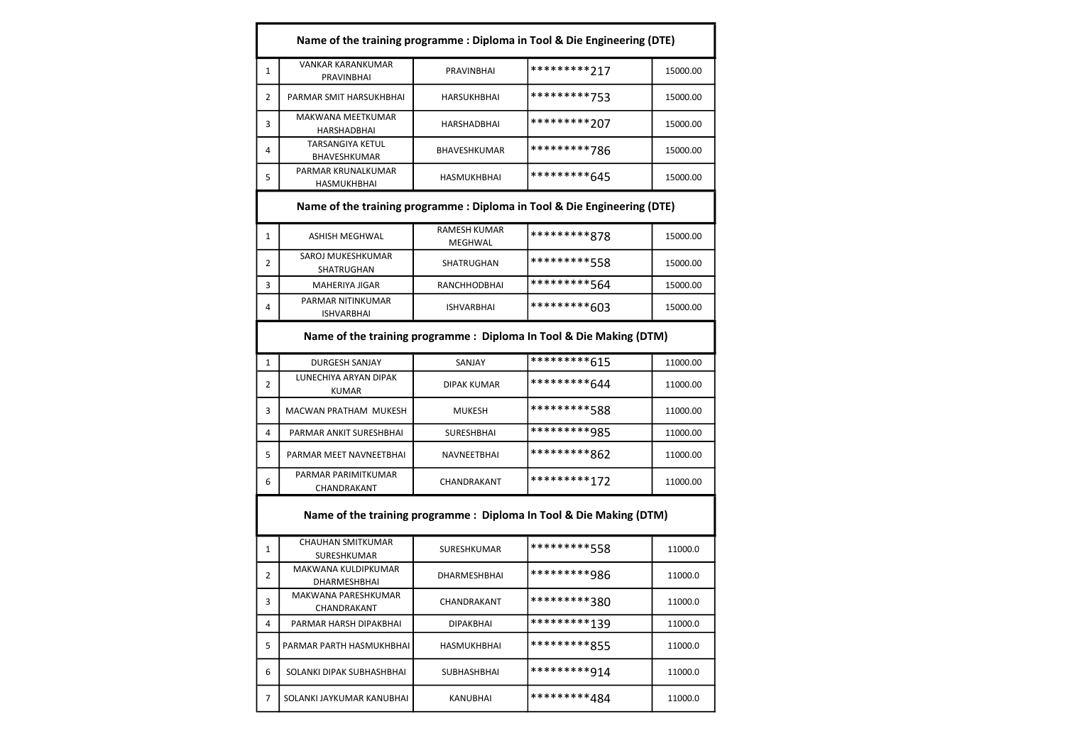| Name of the training programme : Diploma in Tool & Die Engineering (DTE) | | | | |
|---|---|---|---|---|
| 1 | VANKAR KARANKUMAR PRAVINBHAI | PRAVINBHAI | *********217 | 15000.00 |
| 2 | PARMAR SMIT HARSUKHBHAI | HARSUKHBHAI | *********753 | 15000.00 |
| 3 | MAKWANA MEETKUMAR HARSHADBHAI | HARSHADBHAI | *********207 | 15000.00 |
| 4 | TARSANGIYA KETUL BHAVESHKUMAR | BHAVESHKUMAR | *********786 | 15000.00 |
| 5 | PARMAR KRUNALKUMAR HASMUKHBHAI | HASMUKHBHAI | *********645 | 15000.00 |

| Name of the training programme : Diploma in Tool & Die Engineering (DTE) | | | | |
|---|---|---|---|---|
| 1 | ASHISH MEGHWAL | RAMESH KUMAR MEGHWAL | *********878 | 15000.00 |
| 2 | SAROJ MUKESHKUMAR SHATRUGHAN | SHATRUGHAN | *********558 | 15000.00 |
| 3 | MAHERIYA JIGAR | RANCHHODBHAI | *********564 | 15000.00 |
| 4 | PARMAR NITINKUMAR ISHVARBHAI | ISHVARBHAI | *********603 | 15000.00 |

| Name of the training programme : Diploma In Tool & Die Making (DTM) | | | | |
|---|---|---|---|---|
| 1 | DURGESH SANJAY | SANJAY | *********615 | 11000.00 |
| 2 | LUNECHIYA ARYAN DIPAK KUMAR | DIPAK KUMAR | *********644 | 11000.00 |
| 3 | MACWAN PRATHAM MUKESH | MUKESH | *********588 | 11000.00 |
| 4 | PARMAR ANKIT SURESHBHAI | SURESHBHAI | *********985 | 11000.00 |
| 5 | PARMAR MEET NAVNEETBHAI | NAVNEETBHAI | *********862 | 11000.00 |
| 6 | PARMAR PARIMITKUMAR CHANDRAKANT | CHANDRAKANT | *********172 | 11000.00 |

| Name of the training programme : Diploma In Tool & Die Making (DTM) | | | | |
|---|---|---|---|---|
| 1 | CHAUHAN SMITKUMAR SURESHKUMAR | SURESHKUMAR | *********558 | 11000.0 |
| 2 | MAKWANA KULDIPKUMAR DHARMESHBHAI | DHARMESHBHAI | *********986 | 11000.0 |
| 3 | MAKWANA PARESHKUMAR CHANDRAKANT | CHANDRAKANT | *********380 | 11000.0 |
| 4 | PARMAR HARSH DIPAKBHAI | DIPAKBHAI | *********139 | 11000.0 |
| 5 | PARMAR PARTH HASMUKHBHAI | HASMUKHBHAI | *********855 | 11000.0 |
| 6 | SOLANKI DIPAK SUBHASHBHAI | SUBHASHBHAI | *********914 | 11000.0 |
| 7 | SOLANKI JAYKUMAR KANUBHAI | KANUBHAI | *********484 | 11000.0 |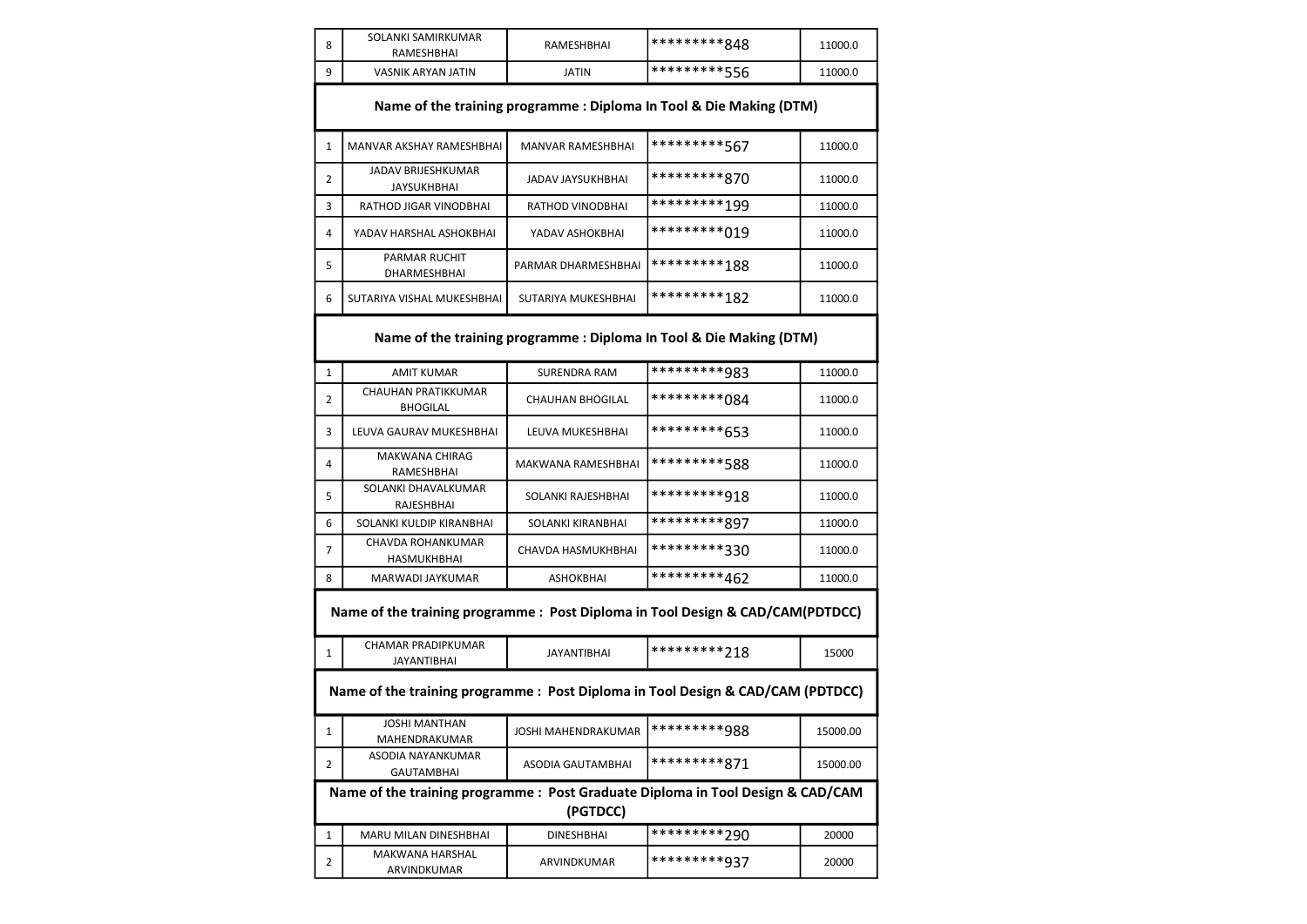| | | | | |
|---|---|---|---|---|
| 8 | SOLANKI SAMIRKUMAR RAMESHBHAI | RAMESHBHAI | *********848 | 11000.0 |
| 9 | VASNIK ARYAN JATIN | JATIN | *********556 | 11000.0 |

**Name of the training programme : Diploma In Tool & Die Making (DTM)**

| | | | | |
|---|---|---|---|---|
| 1 | MANVAR AKSHAY RAMESHBHAI | MANVAR RAMESHBHAI | *********567 | 11000.0 |
| 2 | JADAV BRIJESHKUMAR JAYSUKHBHAI | JADAV JAYSUKHBHAI | *********870 | 11000.0 |
| 3 | RATHOD JIGAR VINODBHAI | RATHOD VINODBHAI | *********199 | 11000.0 |
| 4 | YADAV HARSHAL ASHOKBHAI | YADAV ASHOKBHAI | *********019 | 11000.0 |
| 5 | PARMAR RUCHIT DHARMESHBHAI | PARMAR DHARMESHBHAI | *********188 | 11000.0 |
| 6 | SUTARIYA VISHAL MUKESHBHAI | SUTARIYA MUKESHBHAI | *********182 | 11000.0 |

**Name of the training programme : Diploma In Tool & Die Making (DTM)**

| | | | | |
|---|---|---|---|---|
| 1 | AMIT KUMAR | SURENDRA RAM | *********983 | 11000.0 |
| 2 | CHAUHAN PRATIKKUMAR BHOGILAL | CHAUHAN BHOGILAL | *********084 | 11000.0 |
| 3 | LEUVA GAURAV MUKESHBHAI | LEUVA MUKESHBHAI | *********653 | 11000.0 |
| 4 | MAKWANA CHIRAG RAMESHBHAI | MAKWANA RAMESHBHAI | *********588 | 11000.0 |
| 5 | SOLANKI DHAVALKUMAR RAJESHBHAI | SOLANKI RAJESHBHAI | *********918 | 11000.0 |
| 6 | SOLANKI KULDIP KIRANBHAI | SOLANKI KIRANBHAI | *********897 | 11000.0 |
| 7 | CHAVDA ROHANKUMAR HASMUKHBHAI | CHAVDA HASMUKHBHAI | *********330 | 11000.0 |
| 8 | MARWADI JAYKUMAR | ASHOKBHAI | *********462 | 11000.0 |

**Name of the training programme : Post Diploma in Tool Design & CAD/CAM(PDTDCC)**

| | | | | |
|---|---|---|---|---|
| 1 | CHAMAR PRADIPKUMAR JAYANTIBHAI | JAYANTIBHAI | *********218 | 15000 |

**Name of the training programme : Post Diploma in Tool Design & CAD/CAM (PDTDCC)**

| | | | | |
|---|---|---|---|---|
| 1 | JOSHI MANTHAN MAHENDRAKUMAR | JOSHI MAHENDRAKUMAR | *********988 | 15000.00 |
| 2 | ASODIA NAYANKUMAR GAUTAMBHAI | ASODIA GAUTAMBHAI | *********871 | 15000.00 |

**Name of the training programme : Post Graduate Diploma in Tool Design & CAD/CAM (PGTDCC)**

| | | | | |
|---|---|---|---|---|
| 1 | MARU MILAN DINESHBHAI | DINESHBHAI | *********290 | 20000 |
| 2 | MAKWANA HARSHAL ARVINDKUMAR | ARVINDKUMAR | *********937 | 20000 |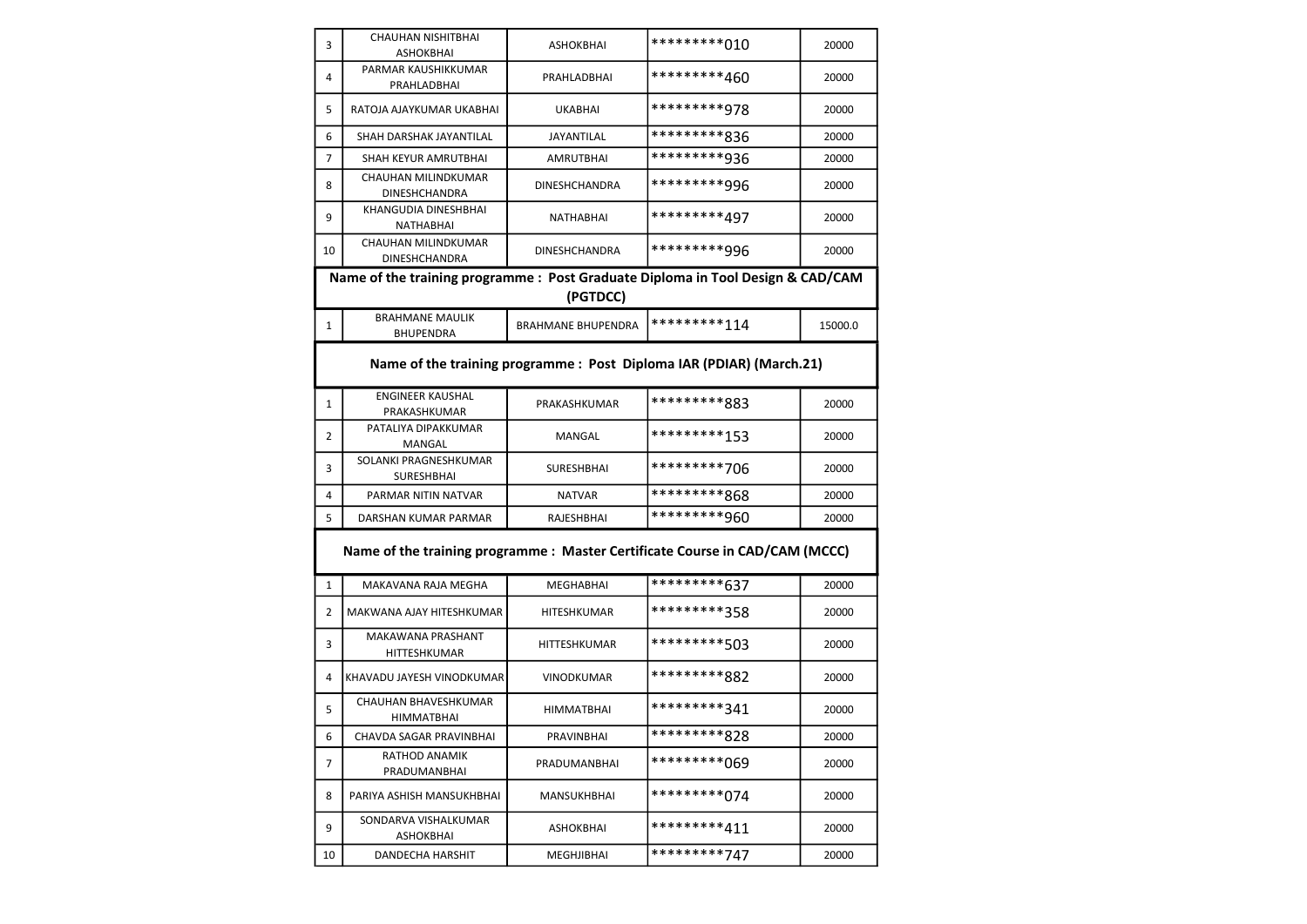| | | | | |
|---|---|---|---|---|
| 3 | CHAUHAN NISHITBHAI ASHOKBHAI | ASHOKBHAI | *********010 | 20000 |
| 4 | PARMAR KAUSHIKKUMAR PRAHLADBHAI | PRAHLADBHAI | *********460 | 20000 |
| 5 | RATOJA AJAYKUMAR UKABHAI | UKABHAI | *********978 | 20000 |
| 6 | SHAH DARSHAK JAYANTILAL | JAYANTILAL | *********836 | 20000 |
| 7 | SHAH KEYUR AMRUTBHAI | AMRUTBHAI | *********936 | 20000 |
| 8 | CHAUHAN MILINDKUMAR DINESHCHANDRA | DINESHCHANDRA | *********996 | 20000 |
| 9 | KHANGUDIA DINESHBHAI NATHABHAI | NATHABHAI | *********497 | 20000 |
| 10 | CHAUHAN MILINDKUMAR DINESHCHANDRA | DINESHCHANDRA | *********996 | 20000 |

**Name of the training programme : Post Graduate Diploma in Tool Design & CAD/CAM (PGTDCC)**

| | | | | |
|---|---|---|---|---|
| 1 | BRAHMANE MAULIK BHUPENDRA | BRAHMANE BHUPENDRA | *********114 | 15000.0 |

**Name of the training programme : Post Diploma IAR (PDIAR) (March.21)**

| | | | | |
|---|---|---|---|---|
| 1 | ENGINEER KAUSHAL PRAKASHKUMAR | PRAKASHKUMAR | *********883 | 20000 |
| 2 | PATALIYA DIPAKKUMAR MANGAL | MANGAL | *********153 | 20000 |
| 3 | SOLANKI PRAGNESHKUMAR SURESHBHAI | SURESHBHAI | *********706 | 20000 |
| 4 | PARMAR NITIN NATVAR | NATVAR | *********868 | 20000 |
| 5 | DARSHAN KUMAR PARMAR | RAJESHBHAI | *********960 | 20000 |

**Name of the training programme : Master Certificate Course in CAD/CAM (MCCC)**

| | | | | |
|---|---|---|---|---|
| 1 | MAKAVANA RAJA MEGHA | MEGHABHAI | *********637 | 20000 |
| 2 | MAKWANA AJAY HITESHKUMAR | HITESHKUMAR | *********358 | 20000 |
| 3 | MAKAWANA PRASHANT HITTESHKUMAR | HITTESHKUMAR | *********503 | 20000 |
| 4 | KHAVADU JAYESH VINODKUMAR | VINODKUMAR | *********882 | 20000 |
| 5 | CHAUHAN BHAVESHKUMAR HIMMATBHAI | HIMMATBHAI | *********341 | 20000 |
| 6 | CHAVDA SAGAR PRAVINBHAI | PRAVINBHAI | *********828 | 20000 |
| 7 | RATHOD ANAMIK PRADUMANBHAI | PRADUMANBHAI | *********069 | 20000 |
| 8 | PARIYA ASHISH MANSUKHBHAI | MANSUKHBHAI | *********074 | 20000 |
| 9 | SONDARVA VISHALKUMAR ASHOKBHAI | ASHOKBHAI | *********411 | 20000 |
| 10 | DANDECHA HARSHIT | MEGHJIBHAI | *********747 | 20000 |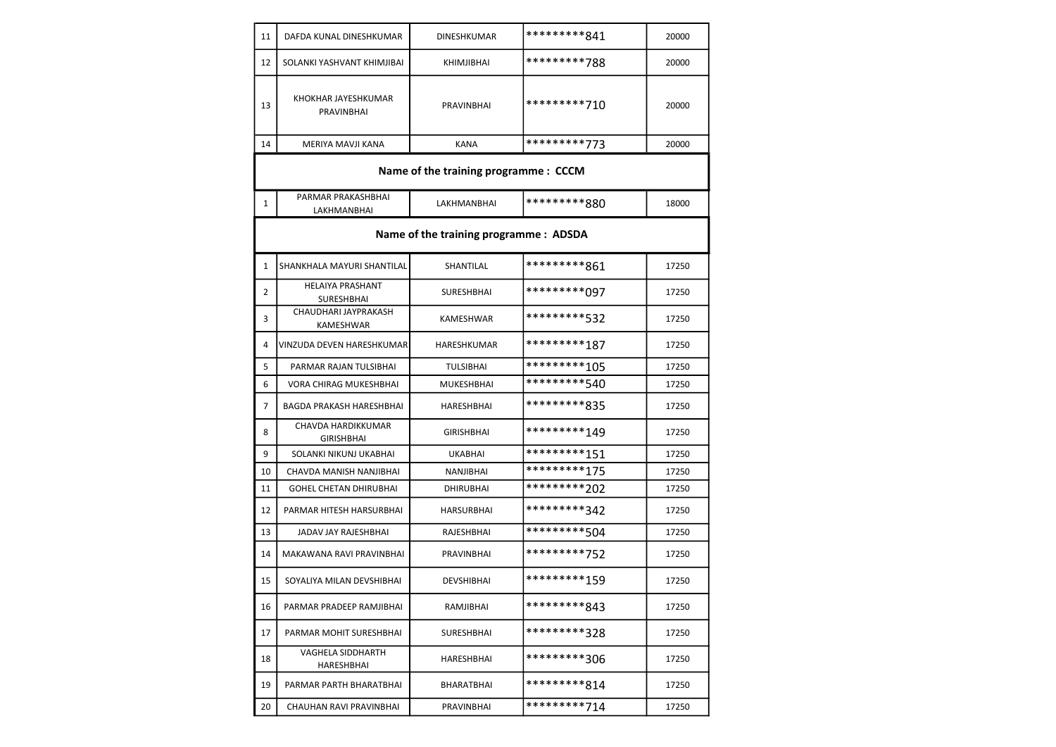| | | | | |
|---|---|---|---|---|
| 11 | DAFDA KUNAL DINESHKUMAR | DINESHKUMAR | *********841 | 20000 |
| 12 | SOLANKI YASHVANT KHIMJIBAI | KHIMJIBHAI | *********788 | 20000 |
| 13 | KHOKHAR JAYESHKUMAR PRAVINBHAI | PRAVINBHAI | *********710 | 20000 |
| 14 | MERIYA MAVJI KANA | KANA | *********773 | 20000 |

**Name of the training programme : CCCM**

| | | | | |
|---|---|---|---|---|
| 1 | PARMAR PRAKASHBHAI LAKHMANBHAI | LAKHMANBHAI | *********880 | 18000 |

**Name of the training programme : ADSDA**

| | | | | |
|---|---|---|---|---|
| 1 | SHANKHALA MAYURI SHANTILAL | SHANTILAL | *********861 | 17250 |
| 2 | HELAIYA PRASHANT SURESHBHAI | SURESHBHAI | *********097 | 17250 |
| 3 | CHAUDHARI JAYPRAKASH KAMESHWAR | KAMESHWAR | *********532 | 17250 |
| 4 | VINZUDA DEVEN HARESHKUMAR | HARESHKUMAR | *********187 | 17250 |
| 5 | PARMAR RAJAN TULSIBHAI | TULSIBHAI | *********105 | 17250 |
| 6 | VORA CHIRAG MUKESHBHAI | MUKESHBHAI | *********540 | 17250 |
| 7 | BAGDA PRAKASH HARESHBHAI | HARESHBHAI | *********835 | 17250 |
| 8 | CHAVDA HARDIKKUMAR GIRISHBHAI | GIRISHBHAI | *********149 | 17250 |
| 9 | SOLANKI NIKUNJ UKABHAI | UKABHAI | *********151 | 17250 |
| 10 | CHAVDA MANISH NANJIBHAI | NANJIBHAI | *********175 | 17250 |
| 11 | GOHEL CHETAN DHIRUBHAI | DHIRUBHAI | *********202 | 17250 |
| 12 | PARMAR HITESH HARSURBHAI | HARSURBHAI | *********342 | 17250 |
| 13 | JADAV JAY RAJESHBHAI | RAJESHBHAI | *********504 | 17250 |
| 14 | MAKAWANA RAVI PRAVINBHAI | PRAVINBHAI | *********752 | 17250 |
| 15 | SOYALIYA MILAN DEVSHIBHAI | DEVSHIBHAI | *********159 | 17250 |
| 16 | PARMAR PRADEEP RAMJIBHAI | RAMJIBHAI | *********843 | 17250 |
| 17 | PARMAR MOHIT SURESHBHAI | SURESHBHAI | *********328 | 17250 |
| 18 | VAGHELA SIDDHARTH HARESHBHAI | HARESHBHAI | *********306 | 17250 |
| 19 | PARMAR PARTH BHARATBHAI | BHARATBHAI | *********814 | 17250 |
| 20 | CHAUHAN RAVI PRAVINBHAI | PRAVINBHAI | *********714 | 17250 |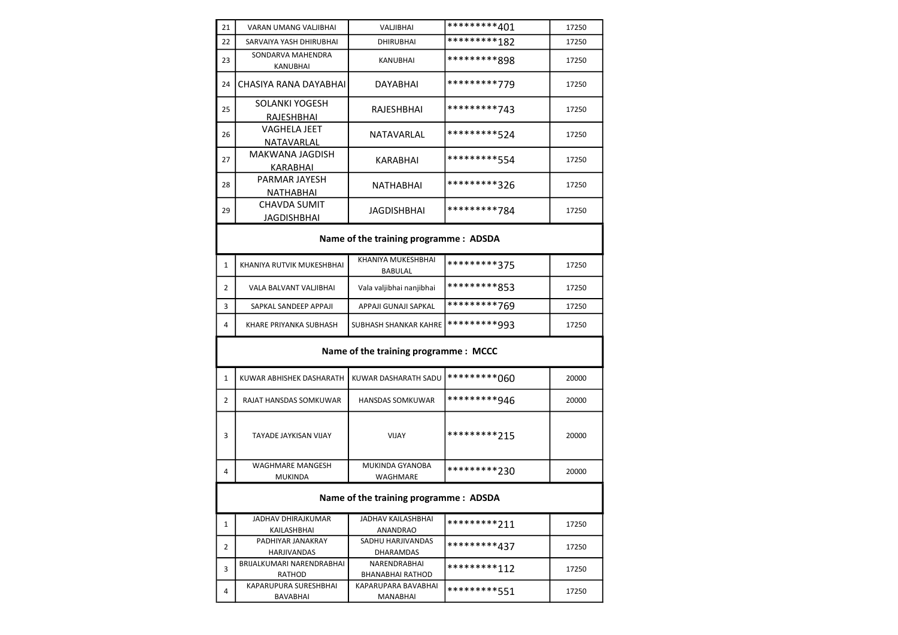| 21 | VARAN UMANG VALJIBHAI | VALJIBHAI | *********401 | 17250 |
|---|---|---|---|---|
| 22 | SARVAIYA YASH DHIRUBHAI | DHIRUBHAI | *********182 | 17250 |
| 23 | SONDARVA MAHENDRA KANUBHAI | KANUBHAI | *********898 | 17250 |
| 24 | CHASIYA RANA DAYABHAI | DAYABHAI | *********779 | 17250 |
| 25 | SOLANKI YOGESH RAJESHBHAI | RAJESHBHAI | *********743 | 17250 |
| 26 | VAGHELA JEET NATAVARLAL | NATAVARLAL | *********524 | 17250 |
| 27 | MAKWANA JAGDISH KARABHAI | KARABHAI | *********554 | 17250 |
| 28 | PARMAR JAYESH NATHABHAI | NATHABHAI | *********326 | 17250 |
| 29 | CHAVDA SUMIT JAGDISHBHAI | JAGDISHBHAI | *********784 | 17250 |

**Name of the training programme : ADSDA**

| 1 | KHANIYA RUTVIK MUKESHBHAI | KHANIYA MUKESHBHAI BABULAL | *********375 | 17250 |
|---|---|---|---|---|
| 2 | VALA BALVANT VALJIBHAI | Vala valjibhai nanjibhai | *********853 | 17250 |
| 3 | SAPKAL SANDEEP APPAJI | APPAJI GUNAJI SAPKAL | *********769 | 17250 |
| 4 | KHARE PRIYANKA SUBHASH | SUBHASH SHANKAR KAHRE | *********993 | 17250 |

**Name of the training programme : MCCC**

| 1 | KUWAR ABHISHEK DASHARATH | KUWAR DASHARATH SADU | *********060 | 20000 |
|---|---|---|---|---|
| 2 | RAJAT HANSDAS SOMKUWAR | HANSDAS SOMKUWAR | *********946 | 20000 |
| 3 | TAYADE JAYKISAN VIJAY | VIJAY | *********215 | 20000 |
| 4 | WAGHMARE MANGESH MUKINDA | MUKINDA GYANOBA WAGHMARE | *********230 | 20000 |

**Name of the training programme : ADSDA**

| 1 | JADHAV DHIRAJKUMAR KAILASHBHAI | JADHAV KAILASHBHAI ANANDRAO | *********211 | 17250 |
|---|---|---|---|---|
| 2 | PADHIYAR JANAKRAY HARJIVANDAS | SADHU HARJIVANDAS DHARAMDAS | *********437 | 17250 |
| 3 | BRIJALKUMARI NARENDRABHAI RATHOD | NARENDRABHAI BHANABHAI RATHOD | *********112 | 17250 |
| 4 | KAPARUPURA SURESHBHAI BAVABHAI | KAPARUPARA BAVABHAI MANABHAI | *********551 | 17250 |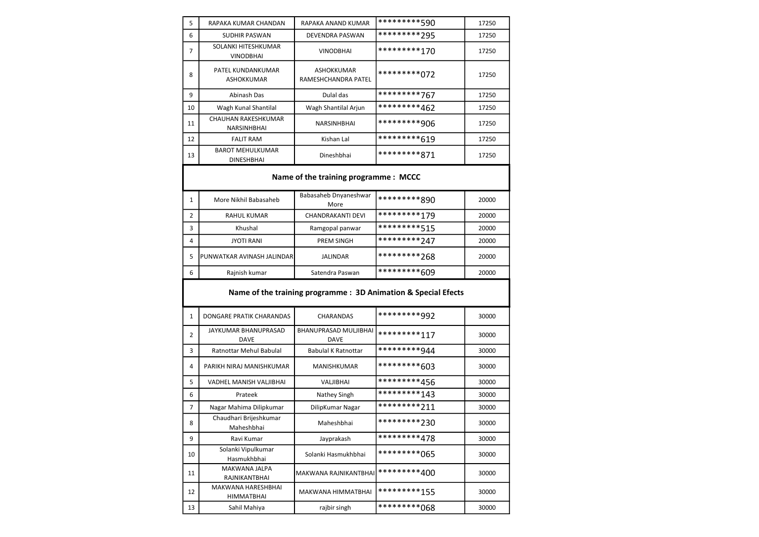| | | | | |
|---|---|---|---|---|
| 5 | RAPAKA KUMAR CHANDAN | RAPAKA ANAND KUMAR | *********590 | 17250 |
| 6 | SUDHIR PASWAN | DEVENDRA PASWAN | *********295 | 17250 |
| 7 | SOLANKI HITESHKUMAR VINODBHAI | VINODBHAI | *********170 | 17250 |
| 8 | PATEL KUNDANKUMAR ASHOKKUMAR | ASHOKKUMAR RAMESHCHANDRA PATEL | *********072 | 17250 |
| 9 | Abinash Das | Dulal das | *********767 | 17250 |
| 10 | Wagh Kunal Shantilal | Wagh Shantilal Arjun | *********462 | 17250 |
| 11 | CHAUHAN RAKESHKUMAR NARSINHBHAI | NARSINHBHAI | *********906 | 17250 |
| 12 | FALIT RAM | Kishan Lal | *********619 | 17250 |
| 13 | BAROT MEHULKUMAR DINESHBHAI | Dineshbhai | *********871 | 17250 |

**Name of the training programme : MCCC**

| | | | | |
|---|---|---|---|---|
| 1 | More Nikhil Babasaheb | Babasaheb Dnyaneshwar More | *********890 | 20000 |
| 2 | RAHUL KUMAR | CHANDRAKANTI DEVI | *********179 | 20000 |
| 3 | Khushal | Ramgopal panwar | *********515 | 20000 |
| 4 | JYOTI RANI | PREM SINGH | *********247 | 20000 |
| 5 | PUNWATKAR AVINASH JALINDAR | JALINDAR | *********268 | 20000 |
| 6 | Rajnish kumar | Satendra Paswan | *********609 | 20000 |

**Name of the training programme : 3D Animation & Special Efects**

| | | | | |
|---|---|---|---|---|
| 1 | DONGARE PRATIK CHARANDAS | CHARANDAS | *********992 | 30000 |
| 2 | JAYKUMAR BHANUPRASAD DAVE | BHANUPRASAD MULJIBHAI DAVE | *********117 | 30000 |
| 3 | Ratnottar Mehul Babulal | Babulal K Ratnottar | *********944 | 30000 |
| 4 | PARIKH NIRAJ MANISHKUMAR | MANISHKUMAR | *********603 | 30000 |
| 5 | VADHEL MANISH VALJIBHAI | VALJIBHAI | *********456 | 30000 |
| 6 | Prateek | Nathey Singh | *********143 | 30000 |
| 7 | Nagar Mahima Dilipkumar | DilipKumar Nagar | *********211 | 30000 |
| 8 | Chaudhari Brijeshkumar Maheshbhai | Maheshbhai | *********230 | 30000 |
| 9 | Ravi Kumar | Jayprakash | *********478 | 30000 |
| 10 | Solanki Vipulkumar Hasmukhbhai | Solanki Hasmukhbhai | *********065 | 30000 |
| 11 | MAKWANA JALPA RAJNIKANTBHAI | MAKWANA RAJNIKANTBHAI | *********400 | 30000 |
| 12 | MAKWANA HARESHBHAI HIMMATBHAI | MAKWANA HIMMATBHAI | *********155 | 30000 |
| 13 | Sahil Mahiya | rajbir singh | *********068 | 30000 |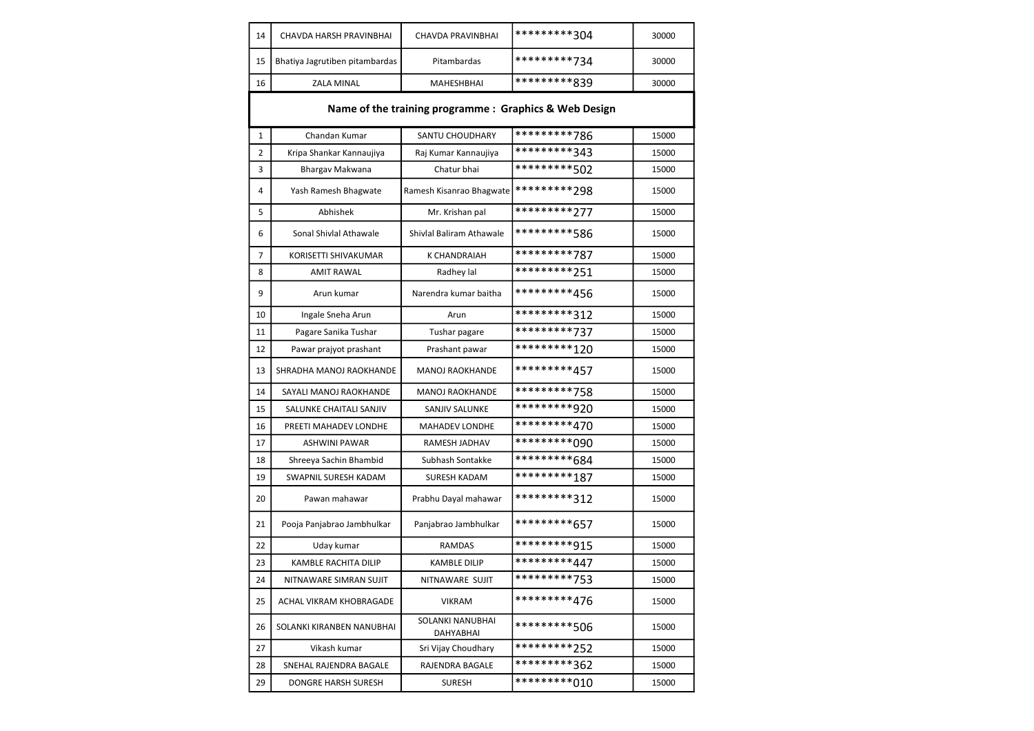| 14 | CHAVDA HARSH PRAVINBHAI | CHAVDA PRAVINBHAI | *********304 | 30000 |
|---|---|---|---|---|
| 15 | Bhatiya Jagrutiben pitambardas | Pitambardas | *********734 | 30000 |
| 16 | ZALA MINAL | MAHESHBHAI | *********839 | 30000 |

**Name of the training programme : Graphics & Web Design**

| 1 | Chandan Kumar | SANTU CHOUDHARY | *********786 | 15000 |
|---|---|---|---|---|
| 2 | Kripa Shankar Kannaujiya | Raj Kumar Kannaujiya | *********343 | 15000 |
| 3 | Bhargav Makwana | Chatur bhai | *********502 | 15000 |
| 4 | Yash Ramesh Bhagwate | Ramesh Kisanrao Bhagwate | *********298 | 15000 |
| 5 | Abhishek | Mr. Krishan pal | *********277 | 15000 |
| 6 | Sonal Shivlal Athawale | Shivlal Baliram Athawale | *********586 | 15000 |
| 7 | KORISETTI SHIVAKUMAR | K CHANDRAIAH | *********787 | 15000 |
| 8 | AMIT RAWAL | Radhey lal | *********251 | 15000 |
| 9 | Arun kumar | Narendra kumar baitha | *********456 | 15000 |
| 10 | Ingale Sneha Arun | Arun | *********312 | 15000 |
| 11 | Pagare Sanika Tushar | Tushar pagare | *********737 | 15000 |
| 12 | Pawar prajyot prashant | Prashant pawar | *********120 | 15000 |
| 13 | SHRADHA MANOJ RAOKHANDE | MANOJ RAOKHANDE | *********457 | 15000 |
| 14 | SAYALI MANOJ RAOKHANDE | MANOJ RAOKHANDE | *********758 | 15000 |
| 15 | SALUNKE CHAITALI SANJIV | SANJIV SALUNKE | *********920 | 15000 |
| 16 | PREETI MAHADEV LONDHE | MAHADEV LONDHE | *********470 | 15000 |
| 17 | ASHWINI PAWAR | RAMESH JADHAV | *********090 | 15000 |
| 18 | Shreeya Sachin Bhambid | Subhash Sontakke | *********684 | 15000 |
| 19 | SWAPNIL SURESH KADAM | SURESH KADAM | *********187 | 15000 |
| 20 | Pawan mahawar | Prabhu Dayal mahawar | *********312 | 15000 |
| 21 | Pooja Panjabrao Jambhulkar | Panjabrao Jambhulkar | *********657 | 15000 |
| 22 | Uday kumar | RAMDAS | *********915 | 15000 |
| 23 | KAMBLE RACHITA DILIP | KAMBLE DILIP | *********447 | 15000 |
| 24 | NITNAWARE SIMRAN SUJIT | NITNAWARE SUJIT | *********753 | 15000 |
| 25 | ACHAL VIKRAM KHOBRAGADE | VIKRAM | *********476 | 15000 |
| 26 | SOLANKI KIRANBEN NANUBHAI | SOLANKI NANUBHAI DAHYABHAI | *********506 | 15000 |
| 27 | Vikash kumar | Sri Vijay Choudhary | *********252 | 15000 |
| 28 | SNEHAL RAJENDRA BAGALE | RAJENDRA BAGALE | *********362 | 15000 |
| 29 | DONGRE HARSH SURESH | SURESH | *********010 | 15000 |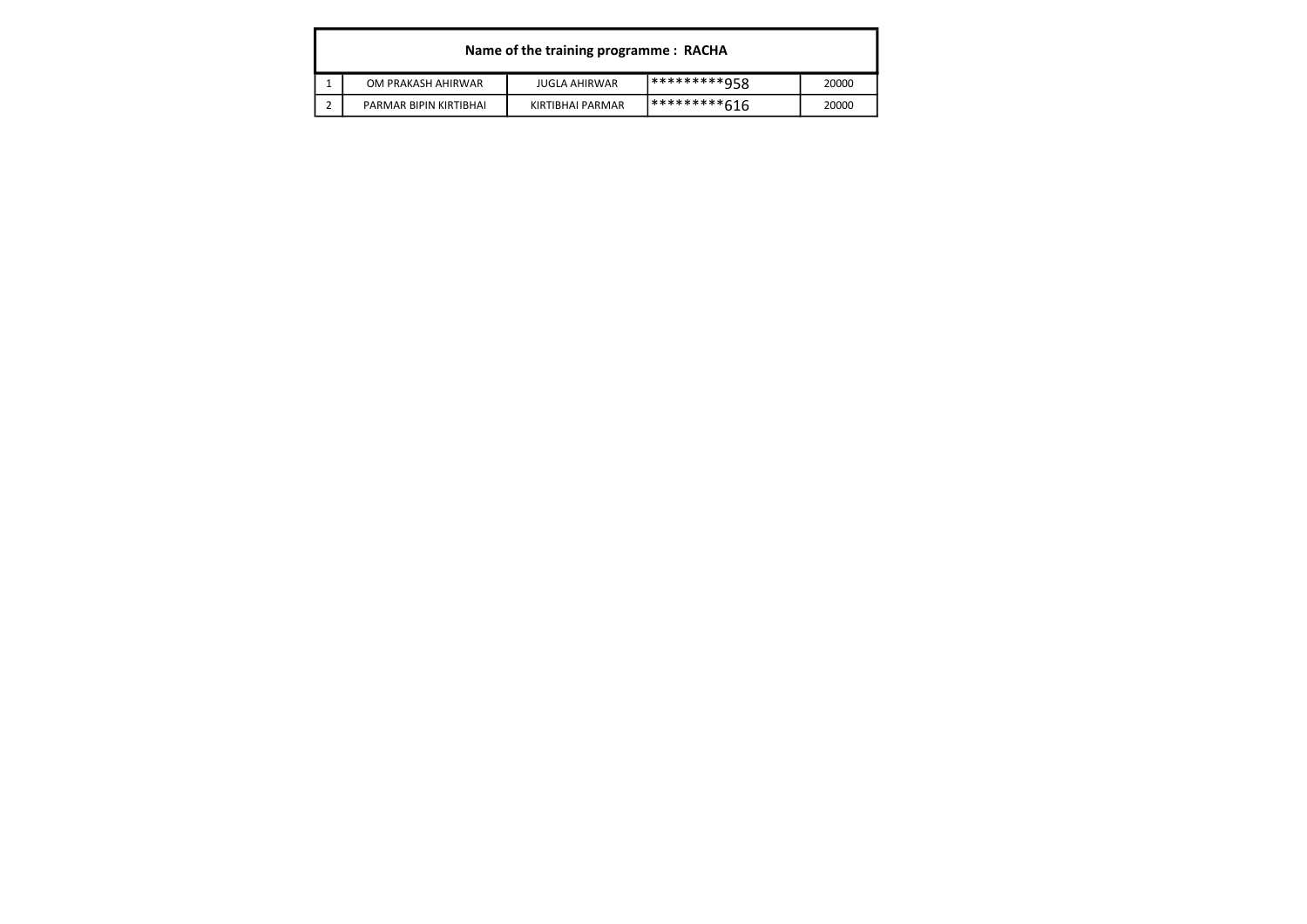| Name of the training programme : RACHA | | | | |
|---|---|---|---|---|
| 1 | OM PRAKASH AHIRWAR | JUGLA AHIRWAR | *********958 | 20000 |
| 2 | PARMAR BIPIN KIRTIBHAI | KIRTIBHAI PARMAR | *********616 | 20000 |